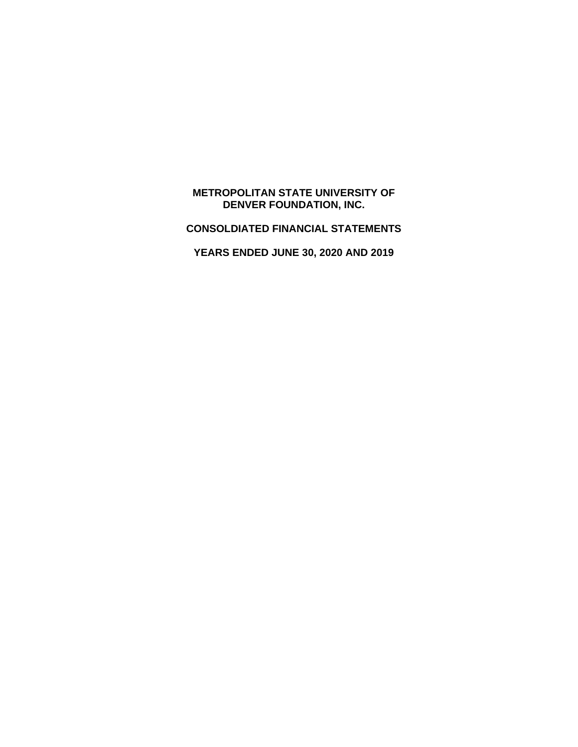# METROPOLITAN STATE UNIVERSITY OF DENVER FOUNDATION, INC.

## CONSOLDIATED FINANCIAL STATEMENTS

## YEARS ENDED JUNE 30, 2020 AND 2019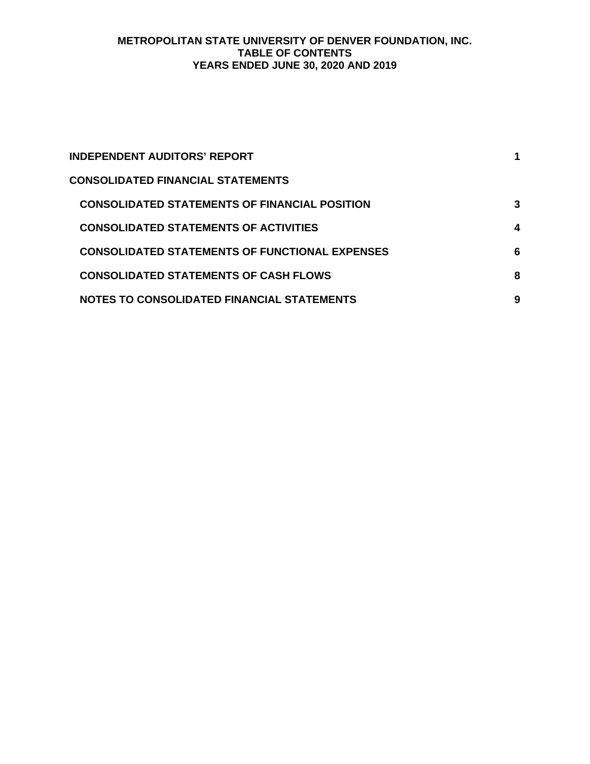**METROPOLITAN STATE UNIVERSITY OF DENVER FOUNDATION, INC.**
**TABLE OF CONTENTS**
**YEARS ENDED JUNE 30, 2020 AND 2019**

| | |
|---|---|
| **INDEPENDENT AUDITORS' REPORT** | **1** |
| **CONSOLIDATED FINANCIAL STATEMENTS** | |
| **CONSOLIDATED STATEMENTS OF FINANCIAL POSITION** | **3** |
| **CONSOLIDATED STATEMENTS OF ACTIVITIES** | **4** |
| **CONSOLIDATED STATEMENTS OF FUNCTIONAL EXPENSES** | **6** |
| **CONSOLIDATED STATEMENTS OF CASH FLOWS** | **8** |
| **NOTES TO CONSOLIDATED FINANCIAL STATEMENTS** | **9** |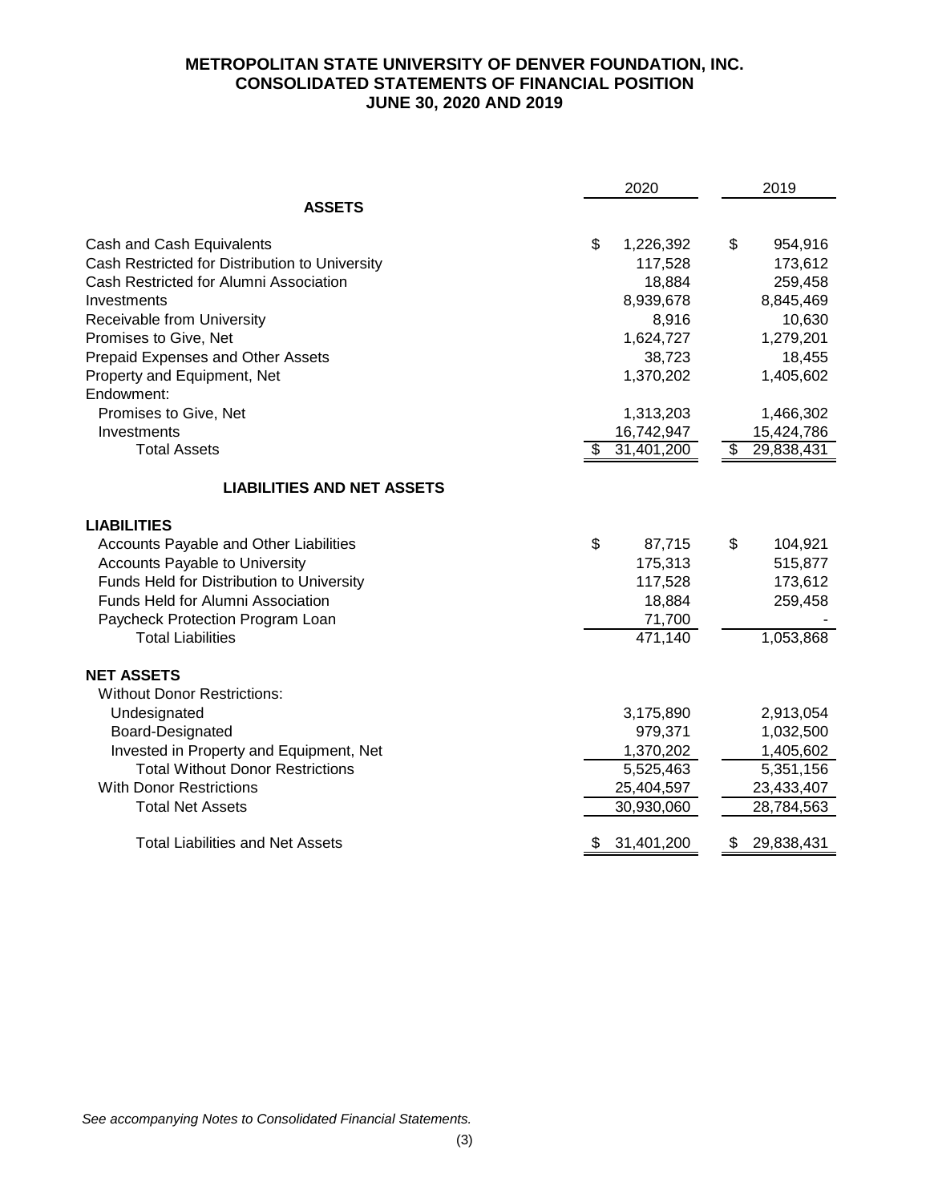# METROPOLITAN STATE UNIVERSITY OF DENVER FOUNDATION, INC.
## CONSOLIDATED STATEMENTS OF FINANCIAL POSITION
## JUNE 30, 2020 AND 2019

| | 2020 | 2019 |
|---|---|---|
| **ASSETS** | | |
| Cash and Cash Equivalents | $ 1,226,392 | $ 954,916 |
| Cash Restricted for Distribution to University | 117,528 | 173,612 |
| Cash Restricted for Alumni Association | 18,884 | 259,458 |
| Investments | 8,939,678 | 8,845,469 |
| Receivable from University | 8,916 | 10,630 |
| Promises to Give, Net | 1,624,727 | 1,279,201 |
| Prepaid Expenses and Other Assets | 38,723 | 18,455 |
| Property and Equipment, Net | 1,370,202 | 1,405,602 |
| Endowment: | | |
| Promises to Give, Net | 1,313,203 | 1,466,302 |
| Investments | 16,742,947 | 15,424,786 |
| Total Assets | $ 31,401,200 | $ 29,838,431 |
| **LIABILITIES AND NET ASSETS** | | |
| **LIABILITIES** | | |
| Accounts Payable and Other Liabilities | $ 87,715 | $ 104,921 |
| Accounts Payable to University | 175,313 | 515,877 |
| Funds Held for Distribution to University | 117,528 | 173,612 |
| Funds Held for Alumni Association | 18,884 | 259,458 |
| Paycheck Protection Program Loan | 71,700 | - |
| Total Liabilities | 471,140 | 1,053,868 |
| **NET ASSETS** | | |
| Without Donor Restrictions: | | |
| Undesignated | 3,175,890 | 2,913,054 |
| Board-Designated | 979,371 | 1,032,500 |
| Invested in Property and Equipment, Net | 1,370,202 | 1,405,602 |
| Total Without Donor Restrictions | 5,525,463 | 5,351,156 |
| With Donor Restrictions | 25,404,597 | 23,433,407 |
| Total Net Assets | 30,930,060 | 28,784,563 |
| Total Liabilities and Net Assets | $ 31,401,200 | $ 29,838,431 |

*See accompanying Notes to Consolidated Financial Statements.*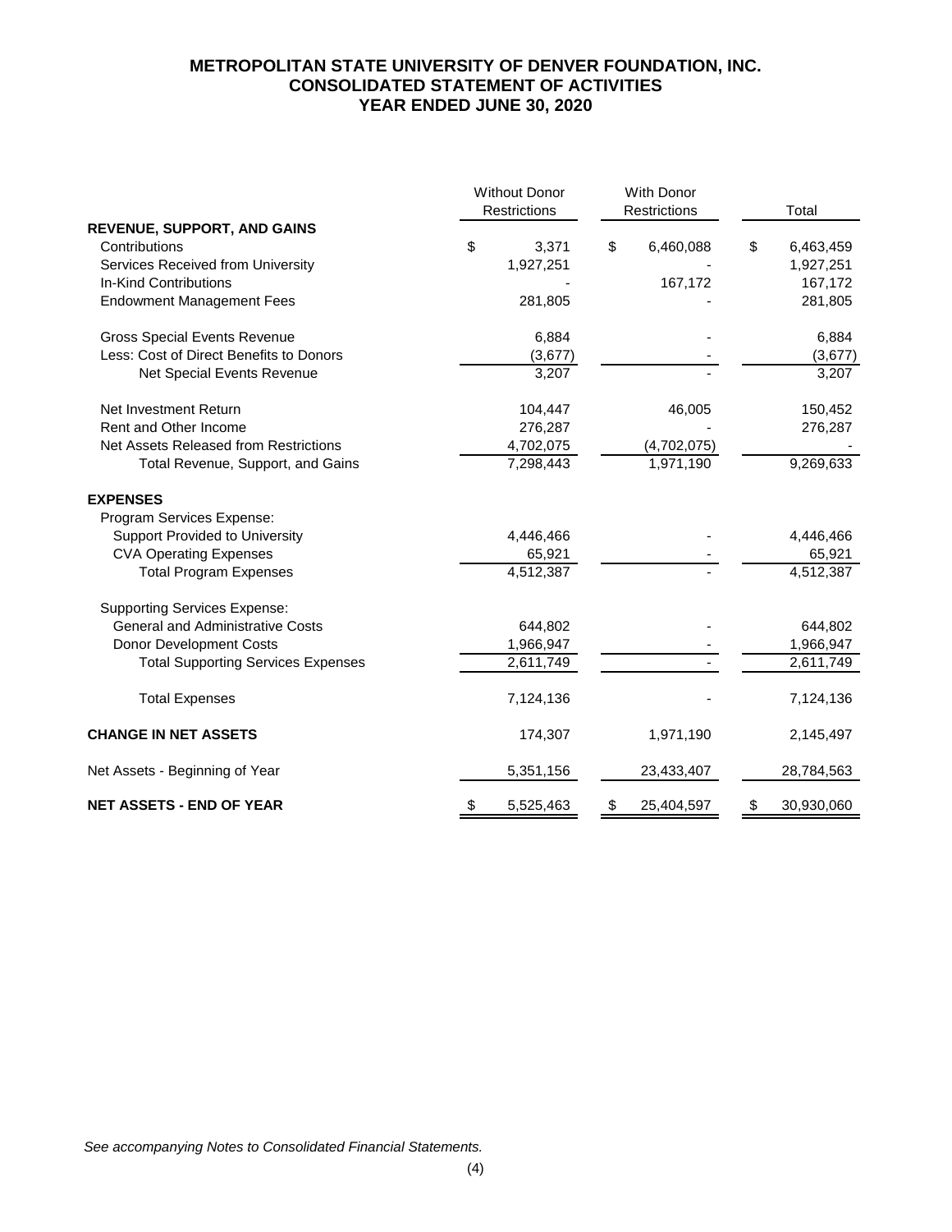# METROPOLITAN STATE UNIVERSITY OF DENVER FOUNDATION, INC.
## CONSOLIDATED STATEMENT OF ACTIVITIES
### YEAR ENDED JUNE 30, 2020

| | Without Donor Restrictions | With Donor Restrictions | Total |
|---|---|---|---|
| **REVENUE, SUPPORT, AND GAINS** | | | |
| Contributions | $ 3,371 | $ 6,460,088 | $ 6,463,459 |
| Services Received from University | 1,927,251 | - | 1,927,251 |
| In-Kind Contributions | - | 167,172 | 167,172 |
| Endowment Management Fees | 281,805 | - | 281,805 |
| Gross Special Events Revenue | 6,884 | - | 6,884 |
| Less: Cost of Direct Benefits to Donors | (3,677) | - | (3,677) |
| Net Special Events Revenue | 3,207 | - | 3,207 |
| Net Investment Return | 104,447 | 46,005 | 150,452 |
| Rent and Other Income | 276,287 | - | 276,287 |
| Net Assets Released from Restrictions | 4,702,075 | (4,702,075) | - |
| Total Revenue, Support, and Gains | 7,298,443 | 1,971,190 | 9,269,633 |
| **EXPENSES** | | | |
| Program Services Expense: | | | |
| Support Provided to University | 4,446,466 | - | 4,446,466 |
| CVA Operating Expenses | 65,921 | - | 65,921 |
| Total Program Expenses | 4,512,387 | - | 4,512,387 |
| Supporting Services Expense: | | | |
| General and Administrative Costs | 644,802 | - | 644,802 |
| Donor Development Costs | 1,966,947 | - | 1,966,947 |
| Total Supporting Services Expenses | 2,611,749 | - | 2,611,749 |
| Total Expenses | 7,124,136 | - | 7,124,136 |
| **CHANGE IN NET ASSETS** | 174,307 | 1,971,190 | 2,145,497 |
| Net Assets - Beginning of Year | 5,351,156 | 23,433,407 | 28,784,563 |
| **NET ASSETS - END OF YEAR** | $ 5,525,463 | $ 25,404,597 | $ 30,930,060 |

*See accompanying Notes to Consolidated Financial Statements.*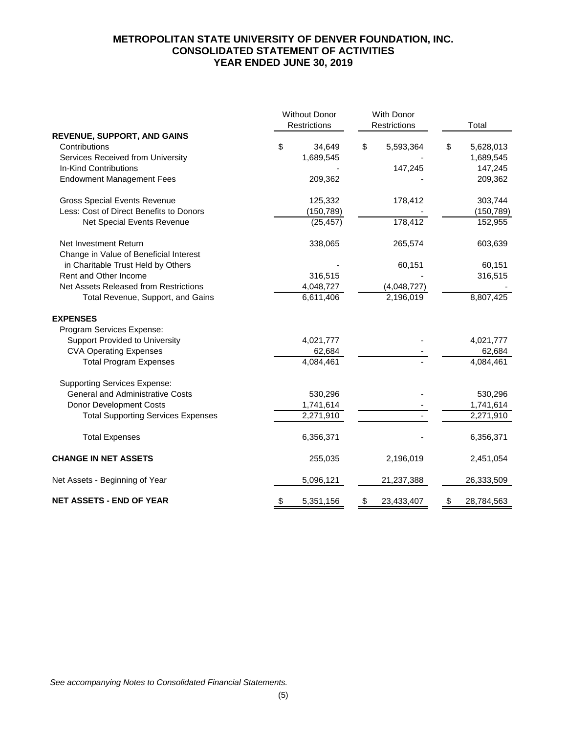# METROPOLITAN STATE UNIVERSITY OF DENVER FOUNDATION, INC.
## CONSOLIDATED STATEMENT OF ACTIVITIES
## YEAR ENDED JUNE 30, 2019

| | Without Donor Restrictions | With Donor Restrictions | Total |
|---|---|---|---|
| **REVENUE, SUPPORT, AND GAINS** | | | |
| Contributions | $ 34,649 | $ 5,593,364 | $ 5,628,013 |
| Services Received from University | 1,689,545 | - | 1,689,545 |
| In-Kind Contributions | - | 147,245 | 147,245 |
| Endowment Management Fees | 209,362 | - | 209,362 |
| Gross Special Events Revenue | 125,332 | 178,412 | 303,744 |
| Less: Cost of Direct Benefits to Donors | (150,789) | - | (150,789) |
| Net Special Events Revenue | (25,457) | 178,412 | 152,955 |
| Net Investment Return | 338,065 | 265,574 | 603,639 |
| Change in Value of Beneficial Interest in Charitable Trust Held by Others | - | 60,151 | 60,151 |
| Rent and Other Income | 316,515 | - | 316,515 |
| Net Assets Released from Restrictions | 4,048,727 | (4,048,727) | - |
| Total Revenue, Support, and Gains | 6,611,406 | 2,196,019 | 8,807,425 |
| **EXPENSES** | | | |
| Program Services Expense: | | | |
| Support Provided to University | 4,021,777 | - | 4,021,777 |
| CVA Operating Expenses | 62,684 | - | 62,684 |
| Total Program Expenses | 4,084,461 | - | 4,084,461 |
| Supporting Services Expense: | | | |
| General and Administrative Costs | 530,296 | - | 530,296 |
| Donor Development Costs | 1,741,614 | - | 1,741,614 |
| Total Supporting Services Expenses | 2,271,910 | - | 2,271,910 |
| Total Expenses | 6,356,371 | - | 6,356,371 |
| **CHANGE IN NET ASSETS** | 255,035 | 2,196,019 | 2,451,054 |
| Net Assets - Beginning of Year | 5,096,121 | 21,237,388 | 26,333,509 |
| **NET ASSETS - END OF YEAR** | $ 5,351,156 | $ 23,433,407 | $ 28,784,563 |

*See accompanying Notes to Consolidated Financial Statements.*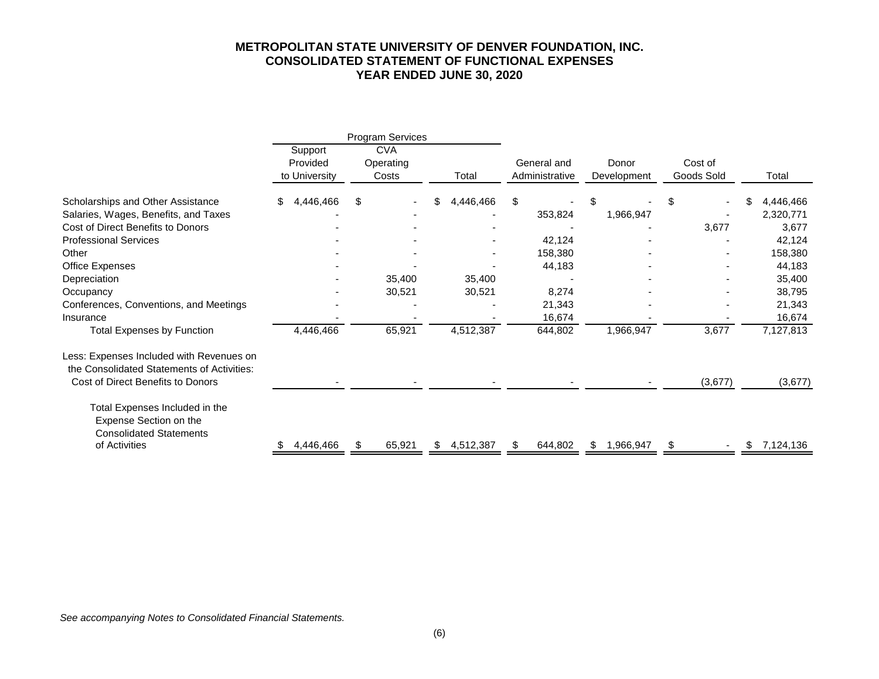**METROPOLITAN STATE UNIVERSITY OF DENVER FOUNDATION, INC.**
**CONSOLIDATED STATEMENT OF FUNCTIONAL EXPENSES**
**YEAR ENDED JUNE 30, 2020**

| | Program Services | | | | | | |
|---|---|---|---|---|---|---|---|
| | Support Provided to University | CVA Operating Costs | Total | General and Administrative | Donor Development | Cost of Goods Sold | Total |
| Scholarships and Other Assistance | $ 4,446,466 | $ - | $ 4,446,466 | $ - | $ - | $ - | $ 4,446,466 |
| Salaries, Wages, Benefits, and Taxes | - | - | - | 353,824 | 1,966,947 | - | 2,320,771 |
| Cost of Direct Benefits to Donors | - | - | - | - | - | 3,677 | 3,677 |
| Professional Services | - | - | - | 42,124 | - | - | 42,124 |
| Other | - | - | - | 158,380 | - | - | 158,380 |
| Office Expenses | - | - | - | 44,183 | - | - | 44,183 |
| Depreciation | - | 35,400 | 35,400 | - | - | - | 35,400 |
| Occupancy | - | 30,521 | 30,521 | 8,274 | - | - | 38,795 |
| Conferences, Conventions, and Meetings | - | - | - | 21,343 | - | - | 21,343 |
| Insurance | - | - | - | 16,674 | - | - | 16,674 |
| Total Expenses by Function | 4,446,466 | 65,921 | 4,512,387 | 644,802 | 1,966,947 | 3,677 | 7,127,813 |
| Less: Expenses Included with Revenues on the Consolidated Statements of Activities: Cost of Direct Benefits to Donors | - | - | - | - | - | (3,677) | (3,677) |
| Total Expenses Included in the Expense Section on the Consolidated Statements of Activities | $ 4,446,466 | $ 65,921 | $ 4,512,387 | $ 644,802 | $ 1,966,947 | $ - | $ 7,124,136 |

*See accompanying Notes to Consolidated Financial Statements.*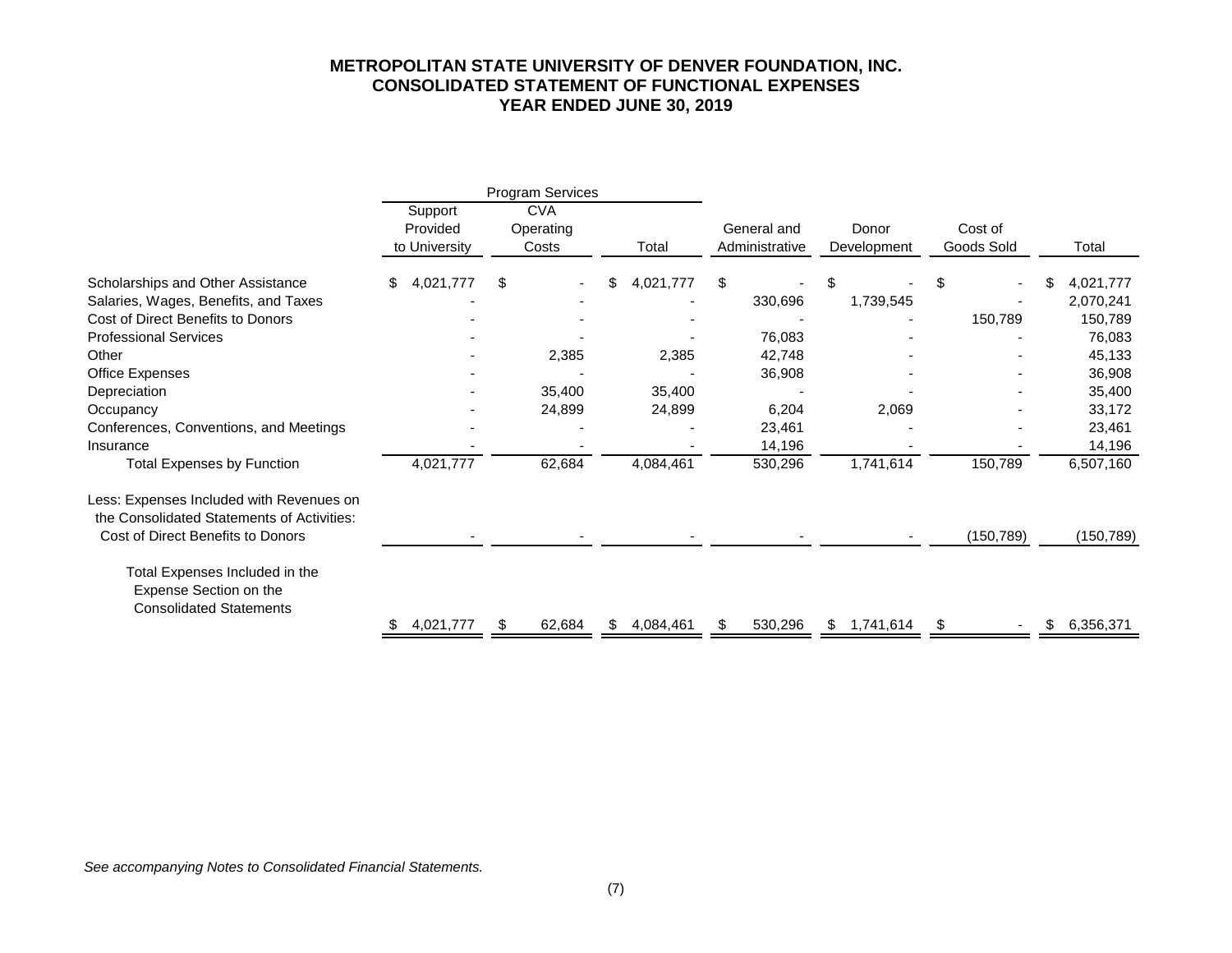# METROPOLITAN STATE UNIVERSITY OF DENVER FOUNDATION, INC.
## CONSOLIDATED STATEMENT OF FUNCTIONAL EXPENSES
### YEAR ENDED JUNE 30, 2019

| | Program Services | | | | | | |
|---|---|---|---|---|---|---|---|
| | Support Provided to University | CVA Operating Costs | Total | General and Administrative | Donor Development | Cost of Goods Sold | Total |
| Scholarships and Other Assistance | $ 4,021,777 | $ - | $ 4,021,777 | $ - | $ - | $ - | $ 4,021,777 |
| Salaries, Wages, Benefits, and Taxes | - | - | - | 330,696 | 1,739,545 | - | 2,070,241 |
| Cost of Direct Benefits to Donors | - | - | - | - | - | 150,789 | 150,789 |
| Professional Services | - | - | - | 76,083 | - | - | 76,083 |
| Other | - | 2,385 | 2,385 | 42,748 | - | - | 45,133 |
| Office Expenses | - | - | - | 36,908 | - | - | 36,908 |
| Depreciation | - | 35,400 | 35,400 | - | - | - | 35,400 |
| Occupancy | - | 24,899 | 24,899 | 6,204 | 2,069 | - | 33,172 |
| Conferences, Conventions, and Meetings | - | - | - | 23,461 | - | - | 23,461 |
| Insurance | - | - | - | 14,196 | - | - | 14,196 |
| Total Expenses by Function | 4,021,777 | 62,684 | 4,084,461 | 530,296 | 1,741,614 | 150,789 | 6,507,160 |
| Less: Expenses Included with Revenues on the Consolidated Statements of Activities: | | | | | | | |
| Cost of Direct Benefits to Donors | - | - | - | - | - | (150,789) | (150,789) |
| Total Expenses Included in the Expense Section on the Consolidated Statements | $ 4,021,777 | $ 62,684 | $ 4,084,461 | $ 530,296 | $ 1,741,614 | $ - | $ 6,356,371 |

*See accompanying Notes to Consolidated Financial Statements.*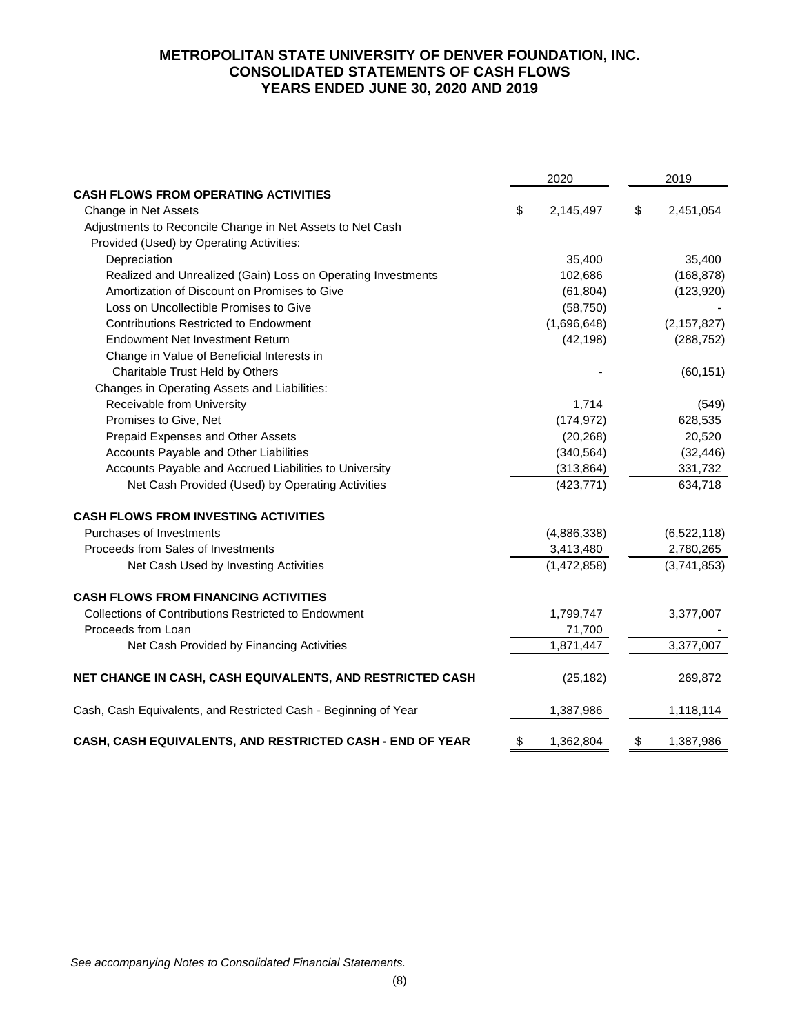# METROPOLITAN STATE UNIVERSITY OF DENVER FOUNDATION, INC.
## CONSOLIDATED STATEMENTS OF CASH FLOWS
### YEARS ENDED JUNE 30, 2020 AND 2019

| | 2020 | 2019 |
|---|---|---|
| **CASH FLOWS FROM OPERATING ACTIVITIES** | | |
| Change in Net Assets | $ 2,145,497 | $ 2,451,054 |
| Adjustments to Reconcile Change in Net Assets to Net Cash Provided (Used) by Operating Activities: | | |
| Depreciation | 35,400 | 35,400 |
| Realized and Unrealized (Gain) Loss on Operating Investments | 102,686 | (168,878) |
| Amortization of Discount on Promises to Give | (61,804) | (123,920) |
| Loss on Uncollectible Promises to Give | (58,750) | - |
| Contributions Restricted to Endowment | (1,696,648) | (2,157,827) |
| Endowment Net Investment Return | (42,198) | (288,752) |
| Change in Value of Beneficial Interests in Charitable Trust Held by Others | - | (60,151) |
| Changes in Operating Assets and Liabilities: | | |
| Receivable from University | 1,714 | (549) |
| Promises to Give, Net | (174,972) | 628,535 |
| Prepaid Expenses and Other Assets | (20,268) | 20,520 |
| Accounts Payable and Other Liabilities | (340,564) | (32,446) |
| Accounts Payable and Accrued Liabilities to University | (313,864) | 331,732 |
| Net Cash Provided (Used) by Operating Activities | (423,771) | 634,718 |
| **CASH FLOWS FROM INVESTING ACTIVITIES** | | |
| Purchases of Investments | (4,886,338) | (6,522,118) |
| Proceeds from Sales of Investments | 3,413,480 | 2,780,265 |
| Net Cash Used by Investing Activities | (1,472,858) | (3,741,853) |
| **CASH FLOWS FROM FINANCING ACTIVITIES** | | |
| Collections of Contributions Restricted to Endowment | 1,799,747 | 3,377,007 |
| Proceeds from Loan | 71,700 | - |
| Net Cash Provided by Financing Activities | 1,871,447 | 3,377,007 |
| **NET CHANGE IN CASH, CASH EQUIVALENTS, AND RESTRICTED CASH** | (25,182) | 269,872 |
| Cash, Cash Equivalents, and Restricted Cash - Beginning of Year | 1,387,986 | 1,118,114 |
| **CASH, CASH EQUIVALENTS, AND RESTRICTED CASH - END OF YEAR** | $ 1,362,804 | $ 1,387,986 |

*See accompanying Notes to Consolidated Financial Statements.*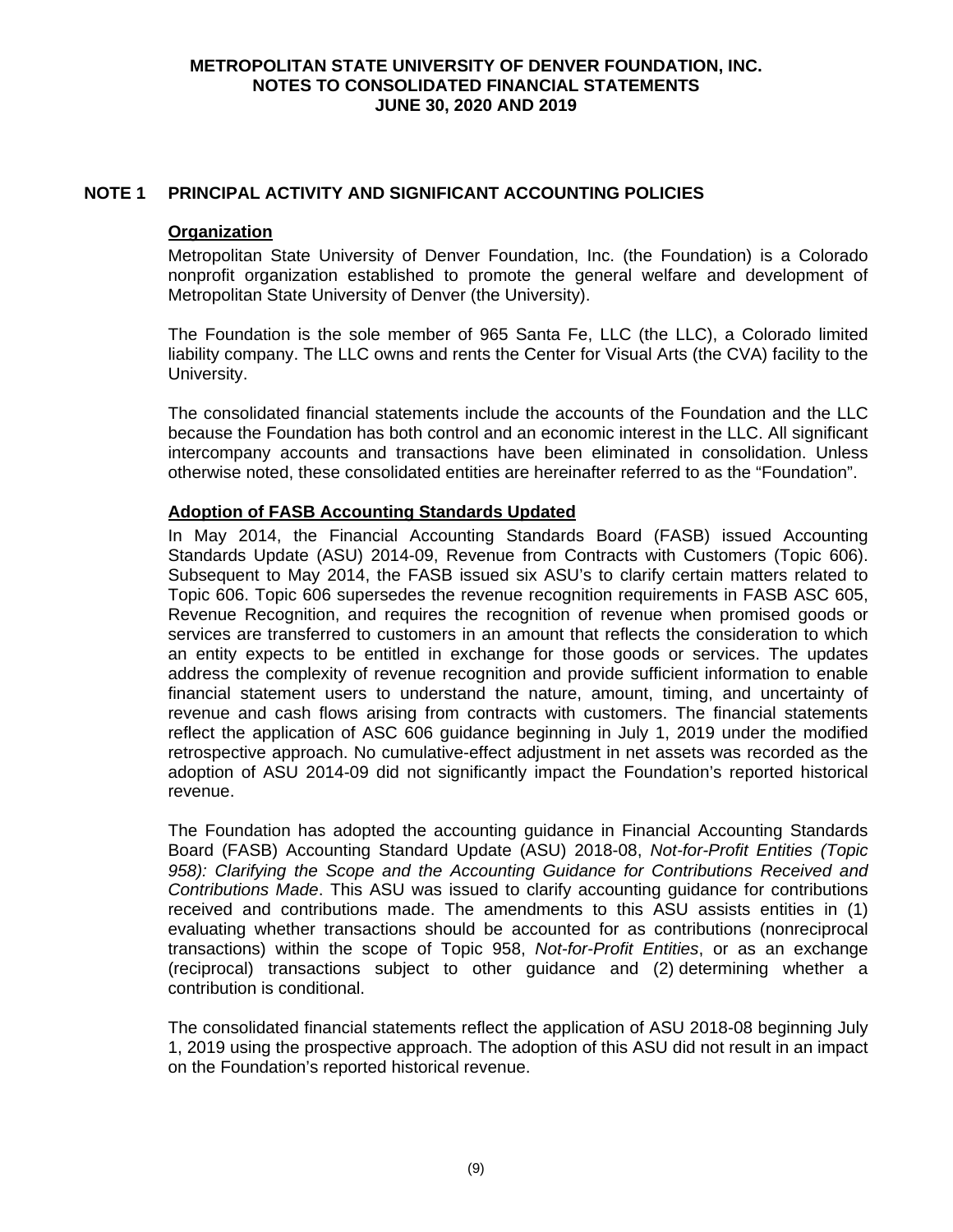## NOTE 1 PRINCIPAL ACTIVITY AND SIGNIFICANT ACCOUNTING POLICIES

### Organization

Metropolitan State University of Denver Foundation, Inc. (the Foundation) is a Colorado nonprofit organization established to promote the general welfare and development of Metropolitan State University of Denver (the University).

The Foundation is the sole member of 965 Santa Fe, LLC (the LLC), a Colorado limited liability company. The LLC owns and rents the Center for Visual Arts (the CVA) facility to the University.

The consolidated financial statements include the accounts of the Foundation and the LLC because the Foundation has both control and an economic interest in the LLC. All significant intercompany accounts and transactions have been eliminated in consolidation. Unless otherwise noted, these consolidated entities are hereinafter referred to as the "Foundation".

### Adoption of FASB Accounting Standards Updated

In May 2014, the Financial Accounting Standards Board (FASB) issued Accounting Standards Update (ASU) 2014-09, Revenue from Contracts with Customers (Topic 606). Subsequent to May 2014, the FASB issued six ASU's to clarify certain matters related to Topic 606. Topic 606 supersedes the revenue recognition requirements in FASB ASC 605, Revenue Recognition, and requires the recognition of revenue when promised goods or services are transferred to customers in an amount that reflects the consideration to which an entity expects to be entitled in exchange for those goods or services. The updates address the complexity of revenue recognition and provide sufficient information to enable financial statement users to understand the nature, amount, timing, and uncertainty of revenue and cash flows arising from contracts with customers. The financial statements reflect the application of ASC 606 guidance beginning in July 1, 2019 under the modified retrospective approach. No cumulative-effect adjustment in net assets was recorded as the adoption of ASU 2014-09 did not significantly impact the Foundation's reported historical revenue.

The Foundation has adopted the accounting guidance in Financial Accounting Standards Board (FASB) Accounting Standard Update (ASU) 2018-08, *Not-for-Profit Entities (Topic 958): Clarifying the Scope and the Accounting Guidance for Contributions Received and Contributions Made*. This ASU was issued to clarify accounting guidance for contributions received and contributions made. The amendments to this ASU assists entities in (1) evaluating whether transactions should be accounted for as contributions (nonreciprocal transactions) within the scope of Topic 958, *Not-for-Profit Entities*, or as an exchange (reciprocal) transactions subject to other guidance and (2) determining whether a contribution is conditional.

The consolidated financial statements reflect the application of ASU 2018-08 beginning July 1, 2019 using the prospective approach. The adoption of this ASU did not result in an impact on the Foundation's reported historical revenue.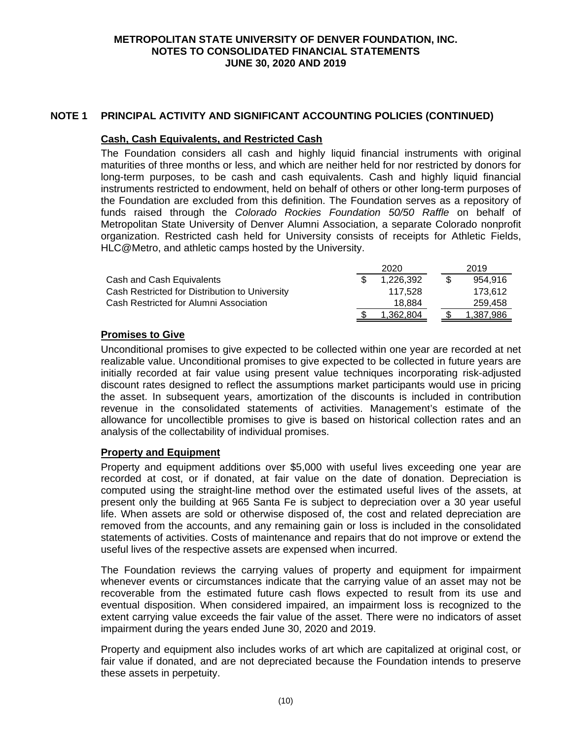## NOTE 1 PRINCIPAL ACTIVITY AND SIGNIFICANT ACCOUNTING POLICIES (CONTINUED)

### Cash, Cash Equivalents, and Restricted Cash

The Foundation considers all cash and highly liquid financial instruments with original maturities of three months or less, and which are neither held for nor restricted by donors for long-term purposes, to be cash and cash equivalents. Cash and highly liquid financial instruments restricted to endowment, held on behalf of others or other long-term purposes of the Foundation are excluded from this definition. The Foundation serves as a repository of funds raised through the *Colorado Rockies Foundation 50/50 Raffle* on behalf of Metropolitan State University of Denver Alumni Association, a separate Colorado nonprofit organization. Restricted cash held for University consists of receipts for Athletic Fields, HLC@Metro, and athletic camps hosted by the University.

| | 2020 | 2019 |
|---|---|---|
| Cash and Cash Equivalents | $ 1,226,392 | $ 954,916 |
| Cash Restricted for Distribution to University | 117,528 | 173,612 |
| Cash Restricted for Alumni Association | 18,884 | 259,458 |
| | $ 1,362,804 | $ 1,387,986 |

### Promises to Give

Unconditional promises to give expected to be collected within one year are recorded at net realizable value. Unconditional promises to give expected to be collected in future years are initially recorded at fair value using present value techniques incorporating risk-adjusted discount rates designed to reflect the assumptions market participants would use in pricing the asset. In subsequent years, amortization of the discounts is included in contribution revenue in the consolidated statements of activities. Management's estimate of the allowance for uncollectible promises to give is based on historical collection rates and an analysis of the collectability of individual promises.

### Property and Equipment

Property and equipment additions over $5,000 with useful lives exceeding one year are recorded at cost, or if donated, at fair value on the date of donation. Depreciation is computed using the straight-line method over the estimated useful lives of the assets, at present only the building at 965 Santa Fe is subject to depreciation over a 30 year useful life. When assets are sold or otherwise disposed of, the cost and related depreciation are removed from the accounts, and any remaining gain or loss is included in the consolidated statements of activities. Costs of maintenance and repairs that do not improve or extend the useful lives of the respective assets are expensed when incurred.

The Foundation reviews the carrying values of property and equipment for impairment whenever events or circumstances indicate that the carrying value of an asset may not be recoverable from the estimated future cash flows expected to result from its use and eventual disposition. When considered impaired, an impairment loss is recognized to the extent carrying value exceeds the fair value of the asset. There were no indicators of asset impairment during the years ended June 30, 2020 and 2019.

Property and equipment also includes works of art which are capitalized at original cost, or fair value if donated, and are not depreciated because the Foundation intends to preserve these assets in perpetuity.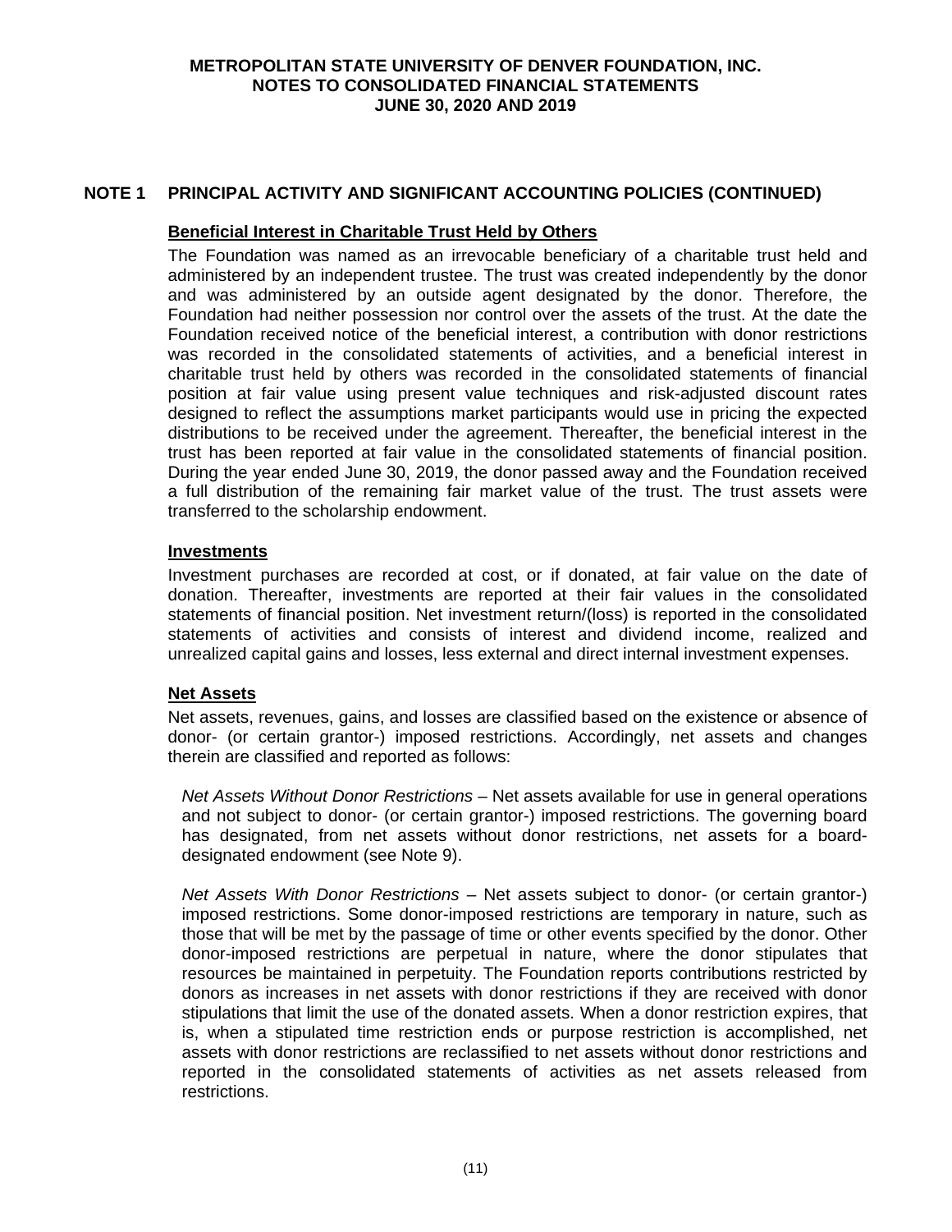## NOTE 1 PRINCIPAL ACTIVITY AND SIGNIFICANT ACCOUNTING POLICIES (CONTINUED)

### Beneficial Interest in Charitable Trust Held by Others

The Foundation was named as an irrevocable beneficiary of a charitable trust held and administered by an independent trustee. The trust was created independently by the donor and was administered by an outside agent designated by the donor. Therefore, the Foundation had neither possession nor control over the assets of the trust. At the date the Foundation received notice of the beneficial interest, a contribution with donor restrictions was recorded in the consolidated statements of activities, and a beneficial interest in charitable trust held by others was recorded in the consolidated statements of financial position at fair value using present value techniques and risk-adjusted discount rates designed to reflect the assumptions market participants would use in pricing the expected distributions to be received under the agreement. Thereafter, the beneficial interest in the trust has been reported at fair value in the consolidated statements of financial position. During the year ended June 30, 2019, the donor passed away and the Foundation received a full distribution of the remaining fair market value of the trust. The trust assets were transferred to the scholarship endowment.

### Investments

Investment purchases are recorded at cost, or if donated, at fair value on the date of donation. Thereafter, investments are reported at their fair values in the consolidated statements of financial position. Net investment return/(loss) is reported in the consolidated statements of activities and consists of interest and dividend income, realized and unrealized capital gains and losses, less external and direct internal investment expenses.

### Net Assets

Net assets, revenues, gains, and losses are classified based on the existence or absence of donor- (or certain grantor-) imposed restrictions. Accordingly, net assets and changes therein are classified and reported as follows:

*Net Assets Without Donor Restrictions* – Net assets available for use in general operations and not subject to donor- (or certain grantor-) imposed restrictions. The governing board has designated, from net assets without donor restrictions, net assets for a board-designated endowment (see Note 9).

*Net Assets With Donor Restrictions* – Net assets subject to donor- (or certain grantor-) imposed restrictions. Some donor-imposed restrictions are temporary in nature, such as those that will be met by the passage of time or other events specified by the donor. Other donor-imposed restrictions are perpetual in nature, where the donor stipulates that resources be maintained in perpetuity. The Foundation reports contributions restricted by donors as increases in net assets with donor restrictions if they are received with donor stipulations that limit the use of the donated assets. When a donor restriction expires, that is, when a stipulated time restriction ends or purpose restriction is accomplished, net assets with donor restrictions are reclassified to net assets without donor restrictions and reported in the consolidated statements of activities as net assets released from restrictions.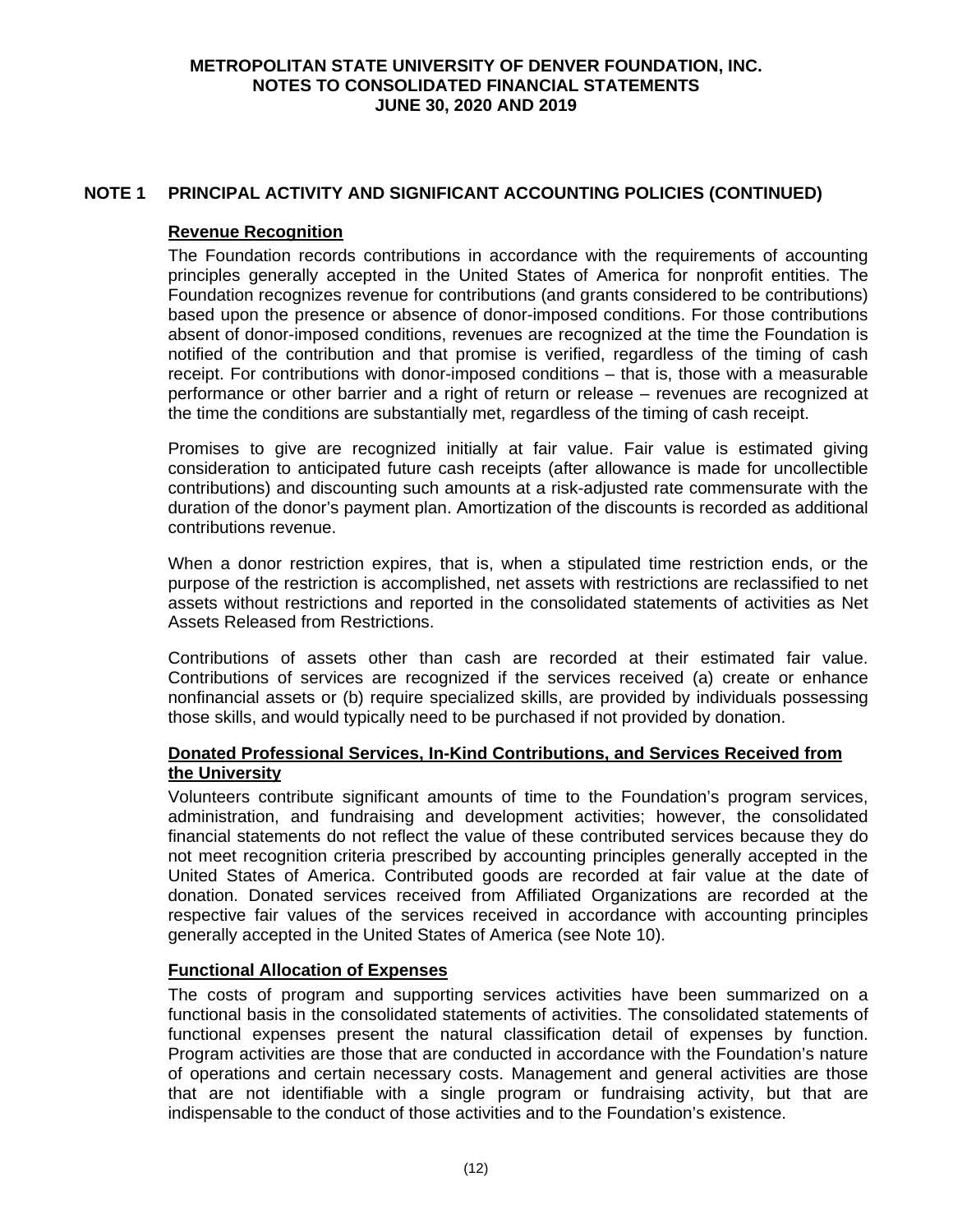## NOTE 1 PRINCIPAL ACTIVITY AND SIGNIFICANT ACCOUNTING POLICIES (CONTINUED)

### Revenue Recognition

The Foundation records contributions in accordance with the requirements of accounting principles generally accepted in the United States of America for nonprofit entities. The Foundation recognizes revenue for contributions (and grants considered to be contributions) based upon the presence or absence of donor-imposed conditions. For those contributions absent of donor-imposed conditions, revenues are recognized at the time the Foundation is notified of the contribution and that promise is verified, regardless of the timing of cash receipt. For contributions with donor-imposed conditions – that is, those with a measurable performance or other barrier and a right of return or release – revenues are recognized at the time the conditions are substantially met, regardless of the timing of cash receipt.

Promises to give are recognized initially at fair value. Fair value is estimated giving consideration to anticipated future cash receipts (after allowance is made for uncollectible contributions) and discounting such amounts at a risk-adjusted rate commensurate with the duration of the donor's payment plan. Amortization of the discounts is recorded as additional contributions revenue.

When a donor restriction expires, that is, when a stipulated time restriction ends, or the purpose of the restriction is accomplished, net assets with restrictions are reclassified to net assets without restrictions and reported in the consolidated statements of activities as Net Assets Released from Restrictions.

Contributions of assets other than cash are recorded at their estimated fair value. Contributions of services are recognized if the services received (a) create or enhance nonfinancial assets or (b) require specialized skills, are provided by individuals possessing those skills, and would typically need to be purchased if not provided by donation.

### Donated Professional Services, In-Kind Contributions, and Services Received from the University

Volunteers contribute significant amounts of time to the Foundation's program services, administration, and fundraising and development activities; however, the consolidated financial statements do not reflect the value of these contributed services because they do not meet recognition criteria prescribed by accounting principles generally accepted in the United States of America. Contributed goods are recorded at fair value at the date of donation. Donated services received from Affiliated Organizations are recorded at the respective fair values of the services received in accordance with accounting principles generally accepted in the United States of America (see Note 10).

### Functional Allocation of Expenses

The costs of program and supporting services activities have been summarized on a functional basis in the consolidated statements of activities. The consolidated statements of functional expenses present the natural classification detail of expenses by function. Program activities are those that are conducted in accordance with the Foundation's nature of operations and certain necessary costs. Management and general activities are those that are not identifiable with a single program or fundraising activity, but that are indispensable to the conduct of those activities and to the Foundation's existence.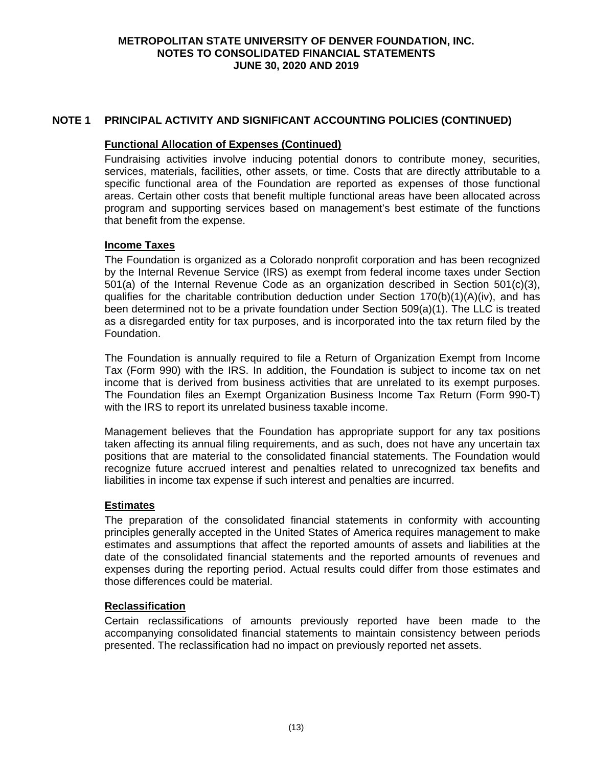## NOTE 1 PRINCIPAL ACTIVITY AND SIGNIFICANT ACCOUNTING POLICIES (CONTINUED)

### Functional Allocation of Expenses (Continued)

Fundraising activities involve inducing potential donors to contribute money, securities, services, materials, facilities, other assets, or time. Costs that are directly attributable to a specific functional area of the Foundation are reported as expenses of those functional areas. Certain other costs that benefit multiple functional areas have been allocated across program and supporting services based on management's best estimate of the functions that benefit from the expense.

### Income Taxes

The Foundation is organized as a Colorado nonprofit corporation and has been recognized by the Internal Revenue Service (IRS) as exempt from federal income taxes under Section 501(a) of the Internal Revenue Code as an organization described in Section 501(c)(3), qualifies for the charitable contribution deduction under Section 170(b)(1)(A)(iv), and has been determined not to be a private foundation under Section 509(a)(1). The LLC is treated as a disregarded entity for tax purposes, and is incorporated into the tax return filed by the Foundation.

The Foundation is annually required to file a Return of Organization Exempt from Income Tax (Form 990) with the IRS. In addition, the Foundation is subject to income tax on net income that is derived from business activities that are unrelated to its exempt purposes. The Foundation files an Exempt Organization Business Income Tax Return (Form 990-T) with the IRS to report its unrelated business taxable income.

Management believes that the Foundation has appropriate support for any tax positions taken affecting its annual filing requirements, and as such, does not have any uncertain tax positions that are material to the consolidated financial statements. The Foundation would recognize future accrued interest and penalties related to unrecognized tax benefits and liabilities in income tax expense if such interest and penalties are incurred.

### Estimates

The preparation of the consolidated financial statements in conformity with accounting principles generally accepted in the United States of America requires management to make estimates and assumptions that affect the reported amounts of assets and liabilities at the date of the consolidated financial statements and the reported amounts of revenues and expenses during the reporting period. Actual results could differ from those estimates and those differences could be material.

### Reclassification

Certain reclassifications of amounts previously reported have been made to the accompanying consolidated financial statements to maintain consistency between periods presented. The reclassification had no impact on previously reported net assets.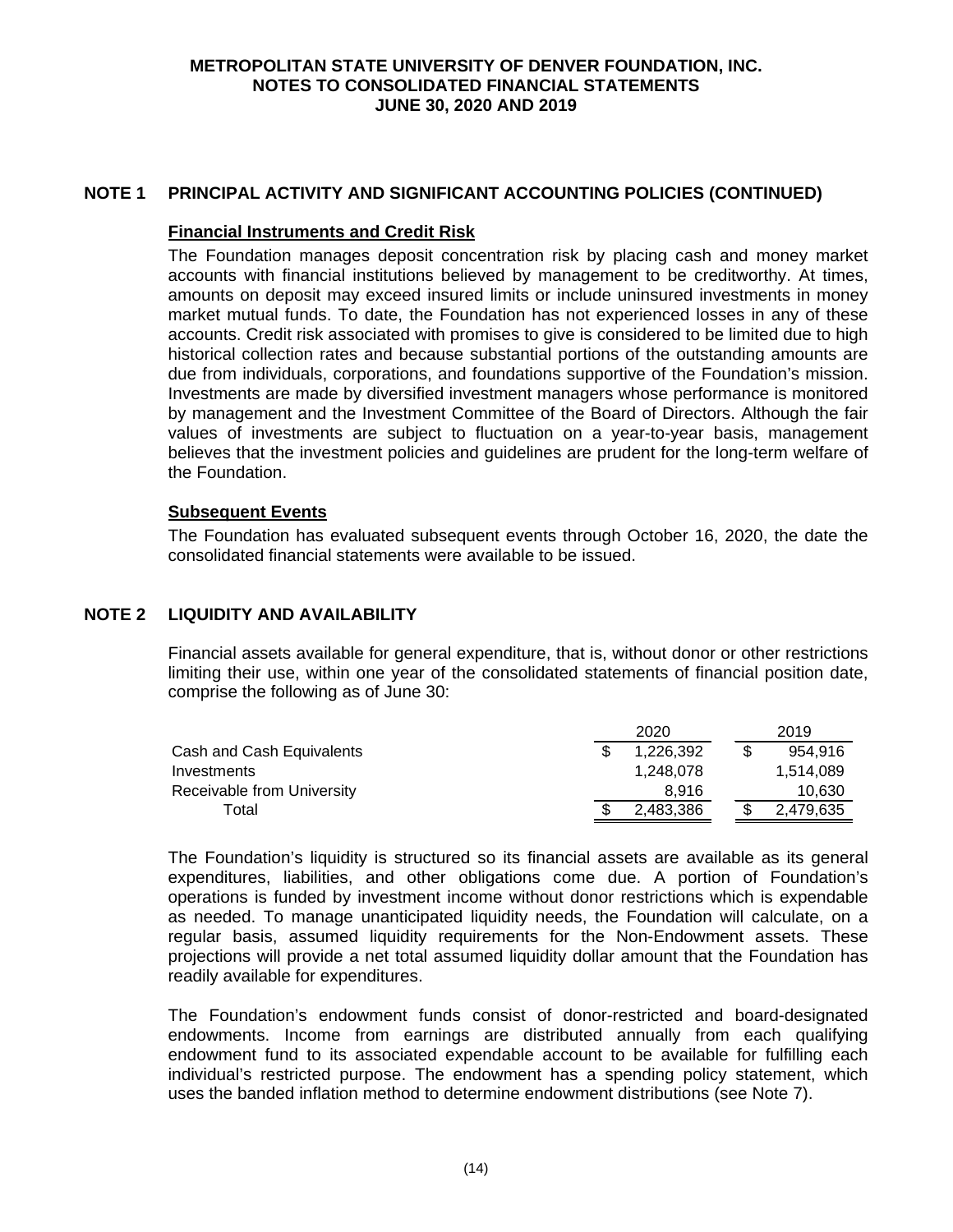## NOTE 1 PRINCIPAL ACTIVITY AND SIGNIFICANT ACCOUNTING POLICIES (CONTINUED)

### Financial Instruments and Credit Risk

The Foundation manages deposit concentration risk by placing cash and money market accounts with financial institutions believed by management to be creditworthy. At times, amounts on deposit may exceed insured limits or include uninsured investments in money market mutual funds. To date, the Foundation has not experienced losses in any of these accounts. Credit risk associated with promises to give is considered to be limited due to high historical collection rates and because substantial portions of the outstanding amounts are due from individuals, corporations, and foundations supportive of the Foundation's mission. Investments are made by diversified investment managers whose performance is monitored by management and the Investment Committee of the Board of Directors. Although the fair values of investments are subject to fluctuation on a year-to-year basis, management believes that the investment policies and guidelines are prudent for the long-term welfare of the Foundation.

### Subsequent Events

The Foundation has evaluated subsequent events through October 16, 2020, the date the consolidated financial statements were available to be issued.

## NOTE 2 LIQUIDITY AND AVAILABILITY

Financial assets available for general expenditure, that is, without donor or other restrictions limiting their use, within one year of the consolidated statements of financial position date, comprise the following as of June 30:

| | 2020 | 2019 |
|---|---|---|
| Cash and Cash Equivalents | $ 1,226,392 | $ 954,916 |
| Investments | 1,248,078 | 1,514,089 |
| Receivable from University | 8,916 | 10,630 |
| Total | $ 2,483,386 | $ 2,479,635 |

The Foundation's liquidity is structured so its financial assets are available as its general expenditures, liabilities, and other obligations come due. A portion of Foundation's operations is funded by investment income without donor restrictions which is expendable as needed. To manage unanticipated liquidity needs, the Foundation will calculate, on a regular basis, assumed liquidity requirements for the Non-Endowment assets. These projections will provide a net total assumed liquidity dollar amount that the Foundation has readily available for expenditures.

The Foundation's endowment funds consist of donor-restricted and board-designated endowments. Income from earnings are distributed annually from each qualifying endowment fund to its associated expendable account to be available for fulfilling each individual's restricted purpose. The endowment has a spending policy statement, which uses the banded inflation method to determine endowment distributions (see Note 7).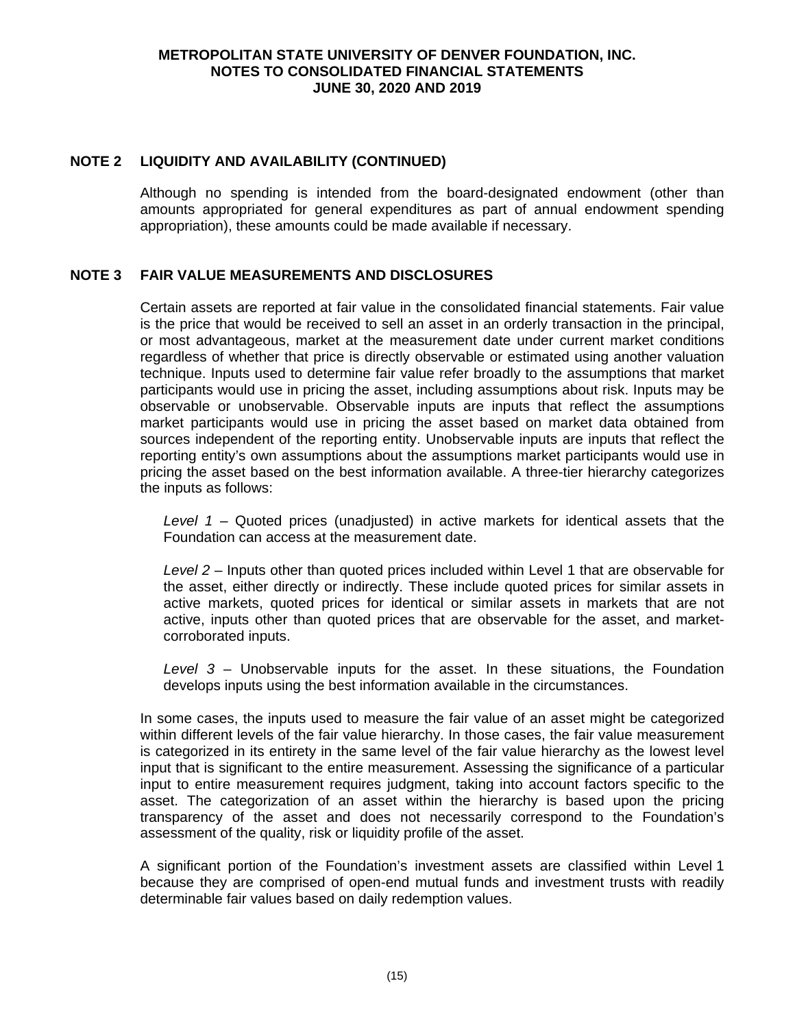## NOTE 2 LIQUIDITY AND AVAILABILITY (CONTINUED)

Although no spending is intended from the board-designated endowment (other than amounts appropriated for general expenditures as part of annual endowment spending appropriation), these amounts could be made available if necessary.

## NOTE 3 FAIR VALUE MEASUREMENTS AND DISCLOSURES

Certain assets are reported at fair value in the consolidated financial statements. Fair value is the price that would be received to sell an asset in an orderly transaction in the principal, or most advantageous, market at the measurement date under current market conditions regardless of whether that price is directly observable or estimated using another valuation technique. Inputs used to determine fair value refer broadly to the assumptions that market participants would use in pricing the asset, including assumptions about risk. Inputs may be observable or unobservable. Observable inputs are inputs that reflect the assumptions market participants would use in pricing the asset based on market data obtained from sources independent of the reporting entity. Unobservable inputs are inputs that reflect the reporting entity's own assumptions about the assumptions market participants would use in pricing the asset based on the best information available. A three-tier hierarchy categorizes the inputs as follows:

*Level 1* – Quoted prices (unadjusted) in active markets for identical assets that the Foundation can access at the measurement date.

*Level 2* – Inputs other than quoted prices included within Level 1 that are observable for the asset, either directly or indirectly. These include quoted prices for similar assets in active markets, quoted prices for identical or similar assets in markets that are not active, inputs other than quoted prices that are observable for the asset, and market-corroborated inputs.

*Level 3* – Unobservable inputs for the asset. In these situations, the Foundation develops inputs using the best information available in the circumstances.

In some cases, the inputs used to measure the fair value of an asset might be categorized within different levels of the fair value hierarchy. In those cases, the fair value measurement is categorized in its entirety in the same level of the fair value hierarchy as the lowest level input that is significant to the entire measurement. Assessing the significance of a particular input to entire measurement requires judgment, taking into account factors specific to the asset. The categorization of an asset within the hierarchy is based upon the pricing transparency of the asset and does not necessarily correspond to the Foundation's assessment of the quality, risk or liquidity profile of the asset.

A significant portion of the Foundation's investment assets are classified within Level 1 because they are comprised of open-end mutual funds and investment trusts with readily determinable fair values based on daily redemption values.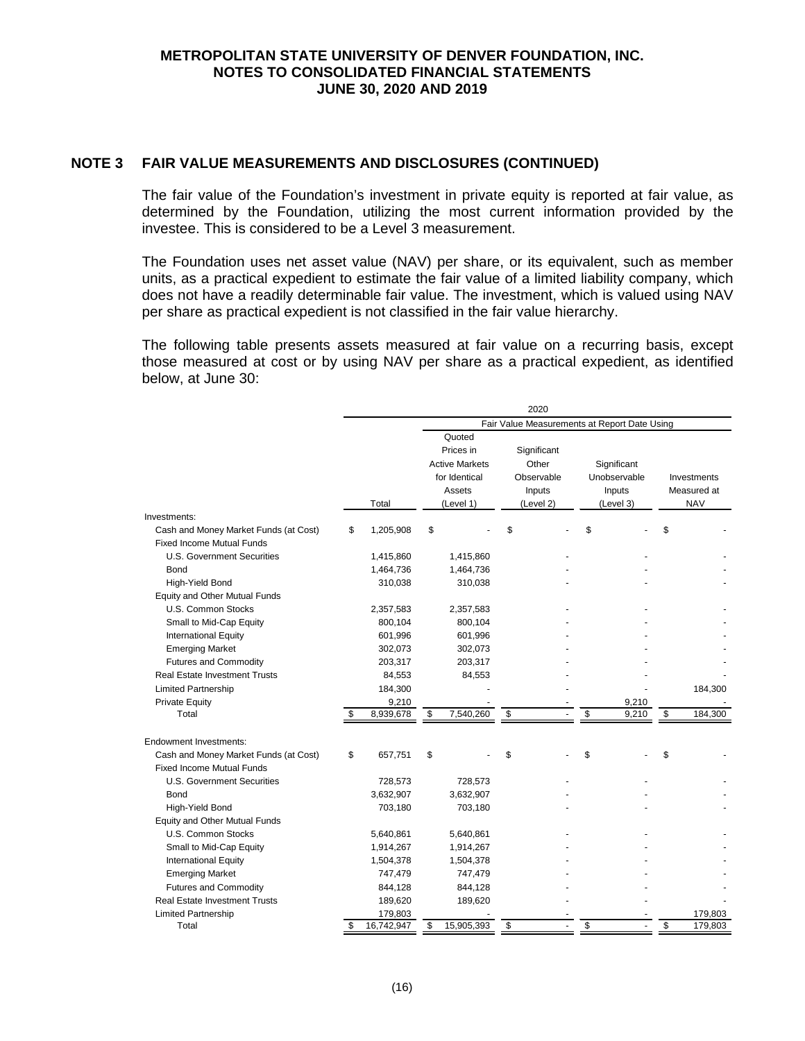## NOTE 3 FAIR VALUE MEASUREMENTS AND DISCLOSURES (CONTINUED)

The fair value of the Foundation's investment in private equity is reported at fair value, as determined by the Foundation, utilizing the most current information provided by the investee. This is considered to be a Level 3 measurement.

The Foundation uses net asset value (NAV) per share, or its equivalent, such as member units, as a practical expedient to estimate the fair value of a limited liability company, which does not have a readily determinable fair value. The investment, which is valued using NAV per share as practical expedient is not classified in the fair value hierarchy.

The following table presents assets measured at fair value on a recurring basis, except those measured at cost or by using NAV per share as a practical expedient, as identified below, at June 30:

| | 2020 | | | | |
|---|---|---|---|---|---|
| | | Fair Value Measurements at Report Date Using | | | |
| | Total | Quoted Prices in Active Markets for Identical Assets (Level 1) | Significant Other Observable Inputs (Level 2) | Significant Unobservable Inputs (Level 3) | Investments Measured at NAV |
| Investments: | | | | | |
| Cash and Money Market Funds (at Cost) | $ 1,205,908 | $ - | $ - | $ - | $ - |
| Fixed Income Mutual Funds | | | | | |
| U.S. Government Securities | 1,415,860 | 1,415,860 | - | - | - |
| Bond | 1,464,736 | 1,464,736 | - | - | - |
| High-Yield Bond | 310,038 | 310,038 | - | - | - |
| Equity and Other Mutual Funds | | | | | |
| U.S. Common Stocks | 2,357,583 | 2,357,583 | - | - | - |
| Small to Mid-Cap Equity | 800,104 | 800,104 | - | - | - |
| International Equity | 601,996 | 601,996 | - | - | - |
| Emerging Market | 302,073 | 302,073 | - | - | - |
| Futures and Commodity | 203,317 | 203,317 | - | - | - |
| Real Estate Investment Trusts | 84,553 | 84,553 | - | - | - |
| Limited Partnership | 184,300 | - | - | - | 184,300 |
| Private Equity | 9,210 | - | - | 9,210 | - |
| Total | $ 8,939,678 | $ 7,540,260 | $ - | $ 9,210 | $ 184,300 |
| | | | | | |
| Endowment Investments: | | | | | |
| Cash and Money Market Funds (at Cost) | $ 657,751 | $ - | $ - | $ - | $ - |
| Fixed Income Mutual Funds | | | | | |
| U.S. Government Securities | 728,573 | 728,573 | - | - | - |
| Bond | 3,632,907 | 3,632,907 | - | - | - |
| High-Yield Bond | 703,180 | 703,180 | - | - | - |
| Equity and Other Mutual Funds | | | | | |
| U.S. Common Stocks | 5,640,861 | 5,640,861 | - | - | - |
| Small to Mid-Cap Equity | 1,914,267 | 1,914,267 | - | - | - |
| International Equity | 1,504,378 | 1,504,378 | - | - | - |
| Emerging Market | 747,479 | 747,479 | - | - | - |
| Futures and Commodity | 844,128 | 844,128 | - | - | - |
| Real Estate Investment Trusts | 189,620 | 189,620 | - | - | - |
| Limited Partnership | 179,803 | - | - | - | 179,803 |
| Total | $ 16,742,947 | $ 15,905,393 | $ - | $ - | $ 179,803 |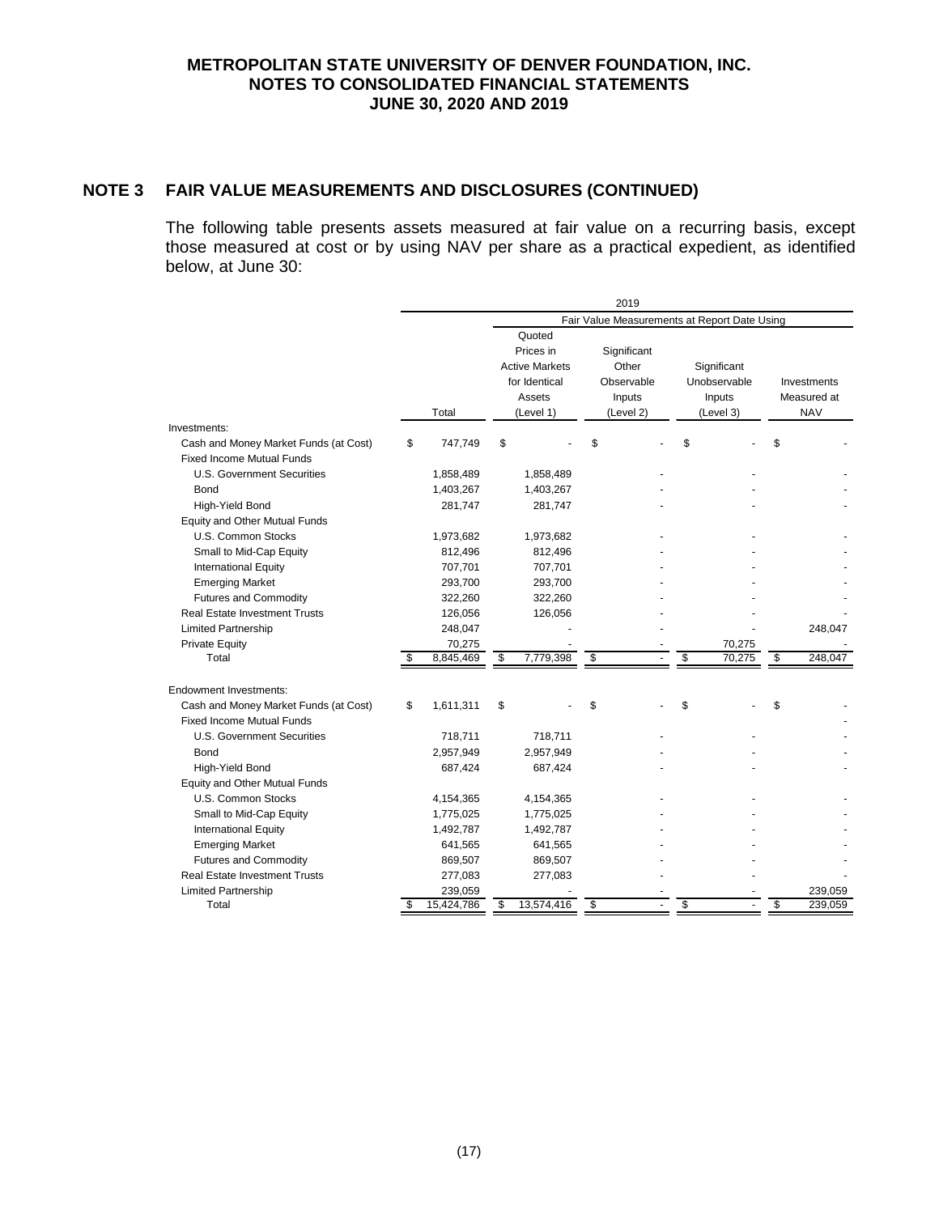## NOTE 3 FAIR VALUE MEASUREMENTS AND DISCLOSURES (CONTINUED)

The following table presents assets measured at fair value on a recurring basis, except those measured at cost or by using NAV per share as a practical expedient, as identified below, at June 30:

| | 2019 | | | | |
|---|---|---|---|---|---|
| | | Fair Value Measurements at Report Date Using | | | |
| | Total | Quoted Prices in Active Markets for Identical Assets (Level 1) | Significant Other Observable Inputs (Level 2) | Significant Unobservable Inputs (Level 3) | Investments Measured at NAV |
| Investments: | | | | | |
| Cash and Money Market Funds (at Cost) | $ 747,749 | $ - | $ - | $ - | $ - |
| Fixed Income Mutual Funds | | | | | |
| U.S. Government Securities | 1,858,489 | 1,858,489 | - | - | - |
| Bond | 1,403,267 | 1,403,267 | - | - | - |
| High-Yield Bond | 281,747 | 281,747 | - | - | - |
| Equity and Other Mutual Funds | | | | | |
| U.S. Common Stocks | 1,973,682 | 1,973,682 | - | - | - |
| Small to Mid-Cap Equity | 812,496 | 812,496 | - | - | - |
| International Equity | 707,701 | 707,701 | - | - | - |
| Emerging Market | 293,700 | 293,700 | - | - | - |
| Futures and Commodity | 322,260 | 322,260 | - | - | - |
| Real Estate Investment Trusts | 126,056 | 126,056 | - | - | - |
| Limited Partnership | 248,047 | - | - | - | 248,047 |
| Private Equity | 70,275 | - | - | 70,275 | - |
| Total | $ 8,845,469 | $ 7,779,398 | $ - | $ 70,275 | $ 248,047 |
| | | | | | |
| Endowment Investments: | | | | | |
| Cash and Money Market Funds (at Cost) | $ 1,611,311 | $ - | $ - | $ - | $ - |
| Fixed Income Mutual Funds | | | | | - |
| U.S. Government Securities | 718,711 | 718,711 | - | - | - |
| Bond | 2,957,949 | 2,957,949 | - | - | - |
| High-Yield Bond | 687,424 | 687,424 | - | - | - |
| Equity and Other Mutual Funds | | | | | |
| U.S. Common Stocks | 4,154,365 | 4,154,365 | - | - | - |
| Small to Mid-Cap Equity | 1,775,025 | 1,775,025 | - | - | - |
| International Equity | 1,492,787 | 1,492,787 | - | - | - |
| Emerging Market | 641,565 | 641,565 | - | - | - |
| Futures and Commodity | 869,507 | 869,507 | - | - | - |
| Real Estate Investment Trusts | 277,083 | 277,083 | - | - | - |
| Limited Partnership | 239,059 | - | - | - | 239,059 |
| Total | $ 15,424,786 | $ 13,574,416 | $ - | $ - | $ 239,059 |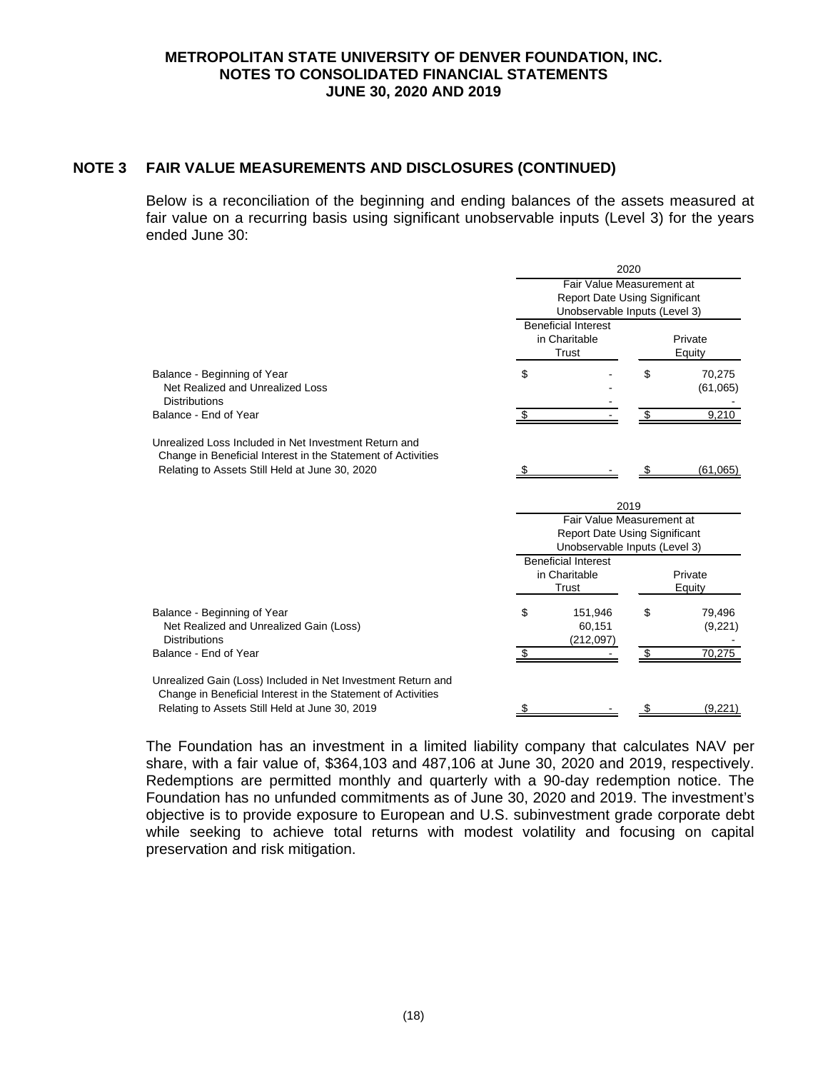## NOTE 3 FAIR VALUE MEASUREMENTS AND DISCLOSURES (CONTINUED)

Below is a reconciliation of the beginning and ending balances of the assets measured at fair value on a recurring basis using significant unobservable inputs (Level 3) for the years ended June 30:

| | 2020 | |
|---|---|---|
| | Fair Value Measurement at Report Date Using Significant Unobservable Inputs (Level 3) | |
| | Beneficial Interest in Charitable Trust | Private Equity |
| Balance - Beginning of Year | $ - | $ 70,275 |
| Net Realized and Unrealized Loss | - | (61,065) |
| Distributions | - | - |
| Balance - End of Year | $ - | $ 9,210 |
| Unrealized Loss Included in Net Investment Return and Change in Beneficial Interest in the Statement of Activities Relating to Assets Still Held at June 30, 2020 | $ - | $ (61,065) |

| | 2019 | |
|---|---|---|
| | Fair Value Measurement at Report Date Using Significant Unobservable Inputs (Level 3) | |
| | Beneficial Interest in Charitable Trust | Private Equity |
| Balance - Beginning of Year | $ 151,946 | $ 79,496 |
| Net Realized and Unrealized Gain (Loss) | 60,151 | (9,221) |
| Distributions | (212,097) | - |
| Balance - End of Year | $ - | $ 70,275 |
| Unrealized Gain (Loss) Included in Net Investment Return and Change in Beneficial Interest in the Statement of Activities Relating to Assets Still Held at June 30, 2019 | $ - | $ (9,221) |

The Foundation has an investment in a limited liability company that calculates NAV per share, with a fair value of, $364,103 and 487,106 at June 30, 2020 and 2019, respectively. Redemptions are permitted monthly and quarterly with a 90-day redemption notice. The Foundation has no unfunded commitments as of June 30, 2020 and 2019. The investment's objective is to provide exposure to European and U.S. subinvestment grade corporate debt while seeking to achieve total returns with modest volatility and focusing on capital preservation and risk mitigation.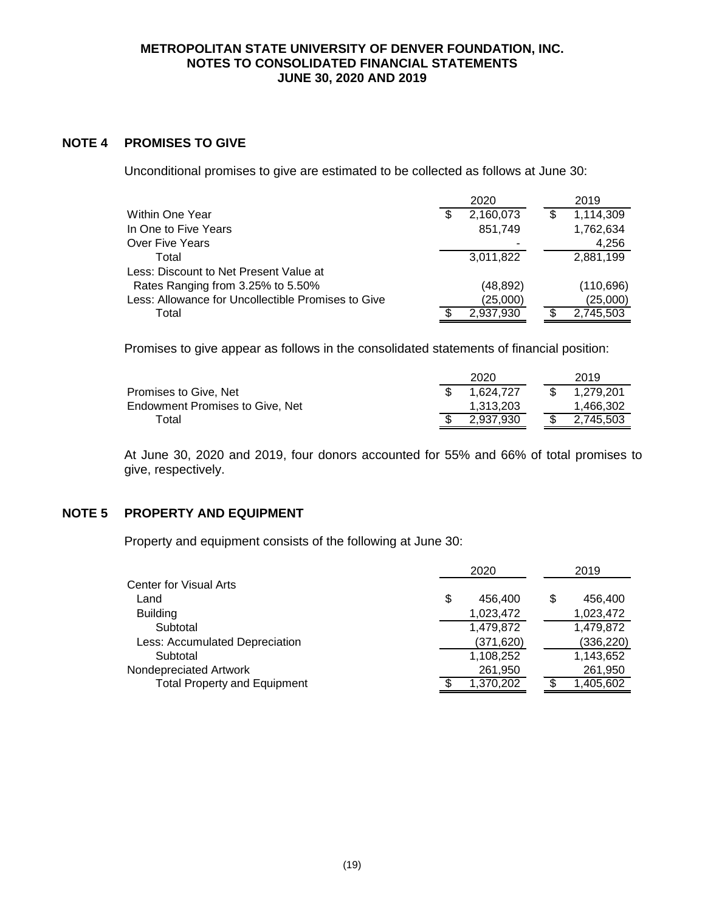# METROPOLITAN STATE UNIVERSITY OF DENVER FOUNDATION, INC.
# NOTES TO CONSOLIDATED FINANCIAL STATEMENTS
# JUNE 30, 2020 AND 2019

## NOTE 4 PROMISES TO GIVE

Unconditional promises to give are estimated to be collected as follows at June 30:

| | 2020 | 2019 |
|---|---|---|
| Within One Year | $ 2,160,073 | $ 1,114,309 |
| In One to Five Years | 851,749 | 1,762,634 |
| Over Five Years | - | 4,256 |
| Total | 3,011,822 | 2,881,199 |
| Less: Discount to Net Present Value at Rates Ranging from 3.25% to 5.50% | (48,892) | (110,696) |
| Less: Allowance for Uncollectible Promises to Give | (25,000) | (25,000) |
| Total | $ 2,937,930 | $ 2,745,503 |

Promises to give appear as follows in the consolidated statements of financial position:

| | 2020 | 2019 |
|---|---|---|
| Promises to Give, Net | $ 1,624,727 | $ 1,279,201 |
| Endowment Promises to Give, Net | 1,313,203 | 1,466,302 |
| Total | $ 2,937,930 | $ 2,745,503 |

At June 30, 2020 and 2019, four donors accounted for 55% and 66% of total promises to give, respectively.

## NOTE 5 PROPERTY AND EQUIPMENT

Property and equipment consists of the following at June 30:

| | 2020 | 2019 |
|---|---|---|
| Center for Visual Arts | | |
| Land | $ 456,400 | $ 456,400 |
| Building | 1,023,472 | 1,023,472 |
| Subtotal | 1,479,872 | 1,479,872 |
| Less: Accumulated Depreciation | (371,620) | (336,220) |
| Subtotal | 1,108,252 | 1,143,652 |
| Nondepreciated Artwork | 261,950 | 261,950 |
| Total Property and Equipment | $ 1,370,202 | $ 1,405,602 |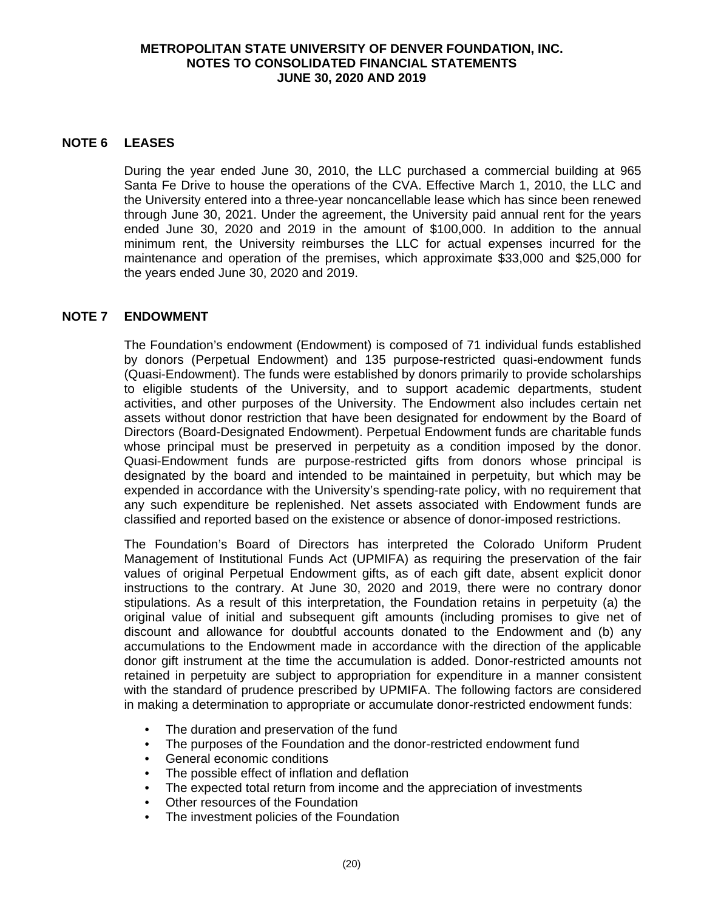## NOTE 6 LEASES

During the year ended June 30, 2010, the LLC purchased a commercial building at 965 Santa Fe Drive to house the operations of the CVA. Effective March 1, 2010, the LLC and the University entered into a three-year noncancellable lease which has since been renewed through June 30, 2021. Under the agreement, the University paid annual rent for the years ended June 30, 2020 and 2019 in the amount of $100,000. In addition to the annual minimum rent, the University reimburses the LLC for actual expenses incurred for the maintenance and operation of the premises, which approximate $33,000 and $25,000 for the years ended June 30, 2020 and 2019.

## NOTE 7 ENDOWMENT

The Foundation's endowment (Endowment) is composed of 71 individual funds established by donors (Perpetual Endowment) and 135 purpose-restricted quasi-endowment funds (Quasi-Endowment). The funds were established by donors primarily to provide scholarships to eligible students of the University, and to support academic departments, student activities, and other purposes of the University. The Endowment also includes certain net assets without donor restriction that have been designated for endowment by the Board of Directors (Board-Designated Endowment). Perpetual Endowment funds are charitable funds whose principal must be preserved in perpetuity as a condition imposed by the donor. Quasi-Endowment funds are purpose-restricted gifts from donors whose principal is designated by the board and intended to be maintained in perpetuity, but which may be expended in accordance with the University's spending-rate policy, with no requirement that any such expenditure be replenished. Net assets associated with Endowment funds are classified and reported based on the existence or absence of donor-imposed restrictions.

The Foundation's Board of Directors has interpreted the Colorado Uniform Prudent Management of Institutional Funds Act (UPMIFA) as requiring the preservation of the fair values of original Perpetual Endowment gifts, as of each gift date, absent explicit donor instructions to the contrary. At June 30, 2020 and 2019, there were no contrary donor stipulations. As a result of this interpretation, the Foundation retains in perpetuity (a) the original value of initial and subsequent gift amounts (including promises to give net of discount and allowance for doubtful accounts donated to the Endowment and (b) any accumulations to the Endowment made in accordance with the direction of the applicable donor gift instrument at the time the accumulation is added. Donor-restricted amounts not retained in perpetuity are subject to appropriation for expenditure in a manner consistent with the standard of prudence prescribed by UPMIFA. The following factors are considered in making a determination to appropriate or accumulate donor-restricted endowment funds:

- The duration and preservation of the fund
- The purposes of the Foundation and the donor-restricted endowment fund
- General economic conditions
- The possible effect of inflation and deflation
- The expected total return from income and the appreciation of investments
- Other resources of the Foundation
- The investment policies of the Foundation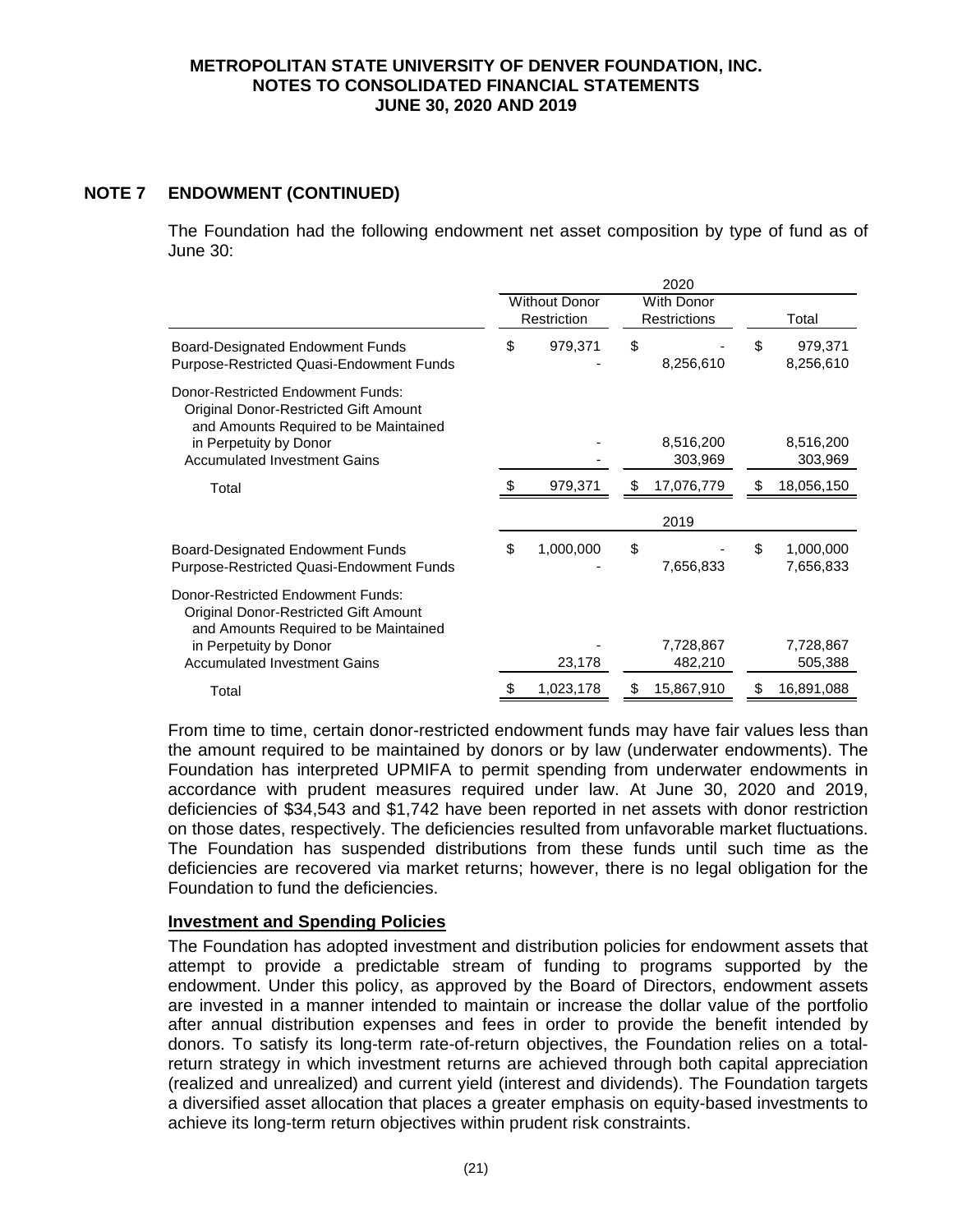## NOTE 7 ENDOWMENT (CONTINUED)

The Foundation had the following endowment net asset composition by type of fund as of June 30:

| | 2020 | | |
|---|---|---|---|
| | Without Donor Restriction | With Donor Restrictions | Total |
| Board-Designated Endowment Funds | $ 979,371 | $ - | $ 979,371 |
| Purpose-Restricted Quasi-Endowment Funds | - | 8,256,610 | 8,256,610 |
| Donor-Restricted Endowment Funds: | | | |
| Original Donor-Restricted Gift Amount and Amounts Required to be Maintained in Perpetuity by Donor | - | 8,516,200 | 8,516,200 |
| Accumulated Investment Gains | - | 303,969 | 303,969 |
| Total | $ 979,371 | $ 17,076,779 | $ 18,056,150 |
| | 2019 | | |
| Board-Designated Endowment Funds | $ 1,000,000 | $ - | $ 1,000,000 |
| Purpose-Restricted Quasi-Endowment Funds | - | 7,656,833 | 7,656,833 |
| Donor-Restricted Endowment Funds: | | | |
| Original Donor-Restricted Gift Amount and Amounts Required to be Maintained in Perpetuity by Donor | - | 7,728,867 | 7,728,867 |
| Accumulated Investment Gains | 23,178 | 482,210 | 505,388 |
| Total | $ 1,023,178 | $ 15,867,910 | $ 16,891,088 |

From time to time, certain donor-restricted endowment funds may have fair values less than the amount required to be maintained by donors or by law (underwater endowments). The Foundation has interpreted UPMIFA to permit spending from underwater endowments in accordance with prudent measures required under law. At June 30, 2020 and 2019, deficiencies of $34,543 and $1,742 have been reported in net assets with donor restriction on those dates, respectively. The deficiencies resulted from unfavorable market fluctuations. The Foundation has suspended distributions from these funds until such time as the deficiencies are recovered via market returns; however, there is no legal obligation for the Foundation to fund the deficiencies.

**Investment and Spending Policies**

The Foundation has adopted investment and distribution policies for endowment assets that attempt to provide a predictable stream of funding to programs supported by the endowment. Under this policy, as approved by the Board of Directors, endowment assets are invested in a manner intended to maintain or increase the dollar value of the portfolio after annual distribution expenses and fees in order to provide the benefit intended by donors. To satisfy its long-term rate-of-return objectives, the Foundation relies on a total-return strategy in which investment returns are achieved through both capital appreciation (realized and unrealized) and current yield (interest and dividends). The Foundation targets a diversified asset allocation that places a greater emphasis on equity-based investments to achieve its long-term return objectives within prudent risk constraints.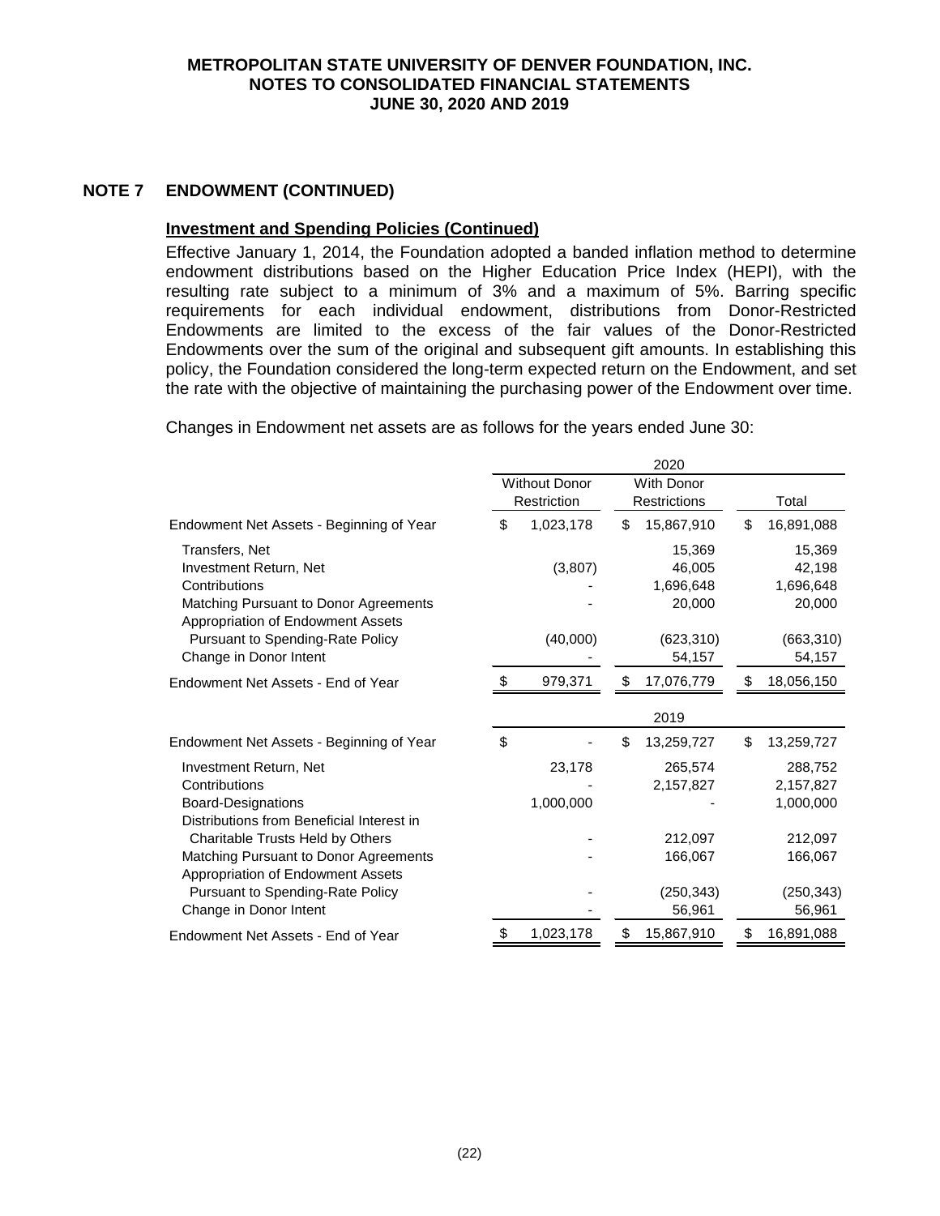## NOTE 7 ENDOWMENT (CONTINUED)

### Investment and Spending Policies (Continued)

Effective January 1, 2014, the Foundation adopted a banded inflation method to determine endowment distributions based on the Higher Education Price Index (HEPI), with the resulting rate subject to a minimum of 3% and a maximum of 5%. Barring specific requirements for each individual endowment, distributions from Donor-Restricted Endowments are limited to the excess of the fair values of the Donor-Restricted Endowments over the sum of the original and subsequent gift amounts. In establishing this policy, the Foundation considered the long-term expected return on the Endowment, and set the rate with the objective of maintaining the purchasing power of the Endowment over time.

Changes in Endowment net assets are as follows for the years ended June 30:

| | 2020 | | |
|---|---|---|---|
| | Without Donor Restriction | With Donor Restrictions | Total |
| Endowment Net Assets - Beginning of Year | $ 1,023,178 | $ 15,867,910 | $ 16,891,088 |
| Transfers, Net | | 15,369 | 15,369 |
| Investment Return, Net | (3,807) | 46,005 | 42,198 |
| Contributions | - | 1,696,648 | 1,696,648 |
| Matching Pursuant to Donor Agreements | - | 20,000 | 20,000 |
| Appropriation of Endowment Assets Pursuant to Spending-Rate Policy | (40,000) | (623,310) | (663,310) |
| Change in Donor Intent | - | 54,157 | 54,157 |
| Endowment Net Assets - End of Year | $ 979,371 | $ 17,076,779 | $ 18,056,150 |
| | **2019** | | |
| Endowment Net Assets - Beginning of Year | $ - | $ 13,259,727 | $ 13,259,727 |
| Investment Return, Net | 23,178 | 265,574 | 288,752 |
| Contributions | - | 2,157,827 | 2,157,827 |
| Board-Designations | 1,000,000 | - | 1,000,000 |
| Distributions from Beneficial Interest in Charitable Trusts Held by Others | - | 212,097 | 212,097 |
| Matching Pursuant to Donor Agreements | - | 166,067 | 166,067 |
| Appropriation of Endowment Assets Pursuant to Spending-Rate Policy | - | (250,343) | (250,343) |
| Change in Donor Intent | - | 56,961 | 56,961 |
| Endowment Net Assets - End of Year | $ 1,023,178 | $ 15,867,910 | $ 16,891,088 |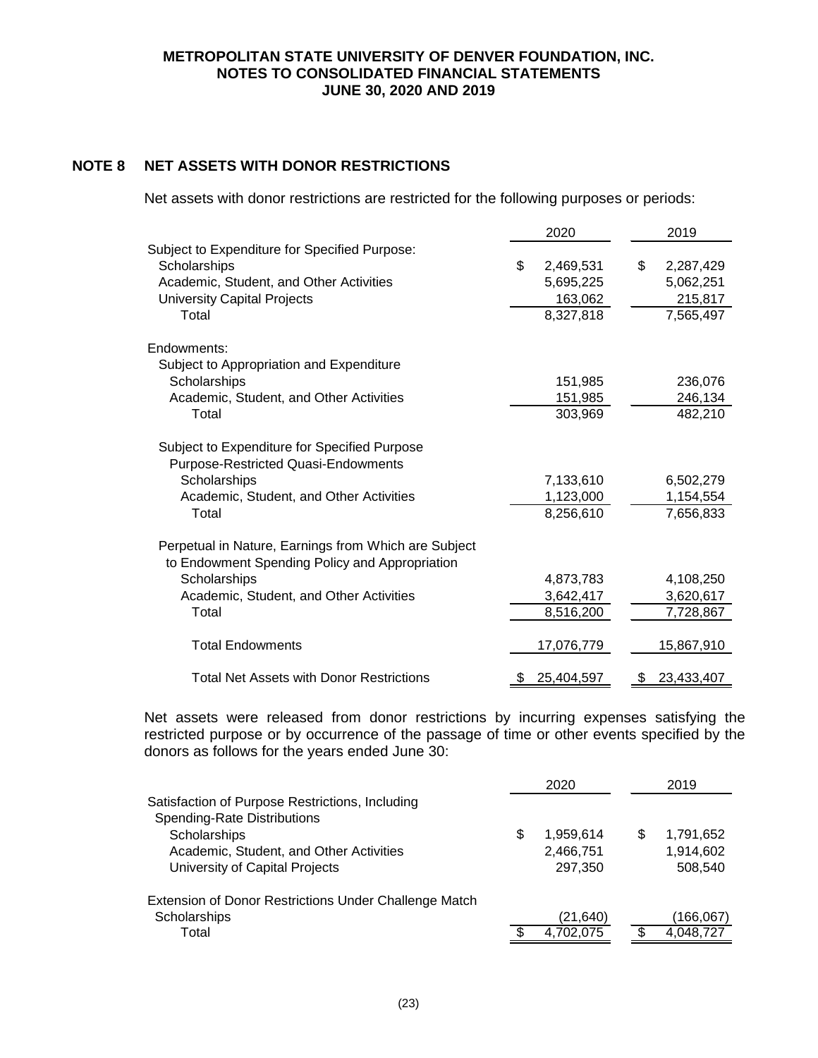## NOTE 8 NET ASSETS WITH DONOR RESTRICTIONS

Net assets with donor restrictions are restricted for the following purposes or periods:

| | 2020 | 2019 |
|---|---|---|
| Subject to Expenditure for Specified Purpose: | | |
| Scholarships | $ 2,469,531 | $ 2,287,429 |
| Academic, Student, and Other Activities | 5,695,225 | 5,062,251 |
| University Capital Projects | 163,062 | 215,817 |
| Total | 8,327,818 | 7,565,497 |
| Endowments: | | |
| Subject to Appropriation and Expenditure | | |
| Scholarships | 151,985 | 236,076 |
| Academic, Student, and Other Activities | 151,985 | 246,134 |
| Total | 303,969 | 482,210 |
| Subject to Expenditure for Specified Purpose | | |
| Purpose-Restricted Quasi-Endowments | | |
| Scholarships | 7,133,610 | 6,502,279 |
| Academic, Student, and Other Activities | 1,123,000 | 1,154,554 |
| Total | 8,256,610 | 7,656,833 |
| Perpetual in Nature, Earnings from Which are Subject to Endowment Spending Policy and Appropriation | | |
| Scholarships | 4,873,783 | 4,108,250 |
| Academic, Student, and Other Activities | 3,642,417 | 3,620,617 |
| Total | 8,516,200 | 7,728,867 |
| Total Endowments | 17,076,779 | 15,867,910 |
| Total Net Assets with Donor Restrictions | $ 25,404,597 | $ 23,433,407 |

Net assets were released from donor restrictions by incurring expenses satisfying the restricted purpose or by occurrence of the passage of time or other events specified by the donors as follows for the years ended June 30:

| | 2020 | 2019 |
|---|---|---|
| Satisfaction of Purpose Restrictions, Including Spending-Rate Distributions | | |
| Scholarships | $ 1,959,614 | $ 1,791,652 |
| Academic, Student, and Other Activities | 2,466,751 | 1,914,602 |
| University of Capital Projects | 297,350 | 508,540 |
| Extension of Donor Restrictions Under Challenge Match | | |
| Scholarships | (21,640) | (166,067) |
| Total | $ 4,702,075 | $ 4,048,727 |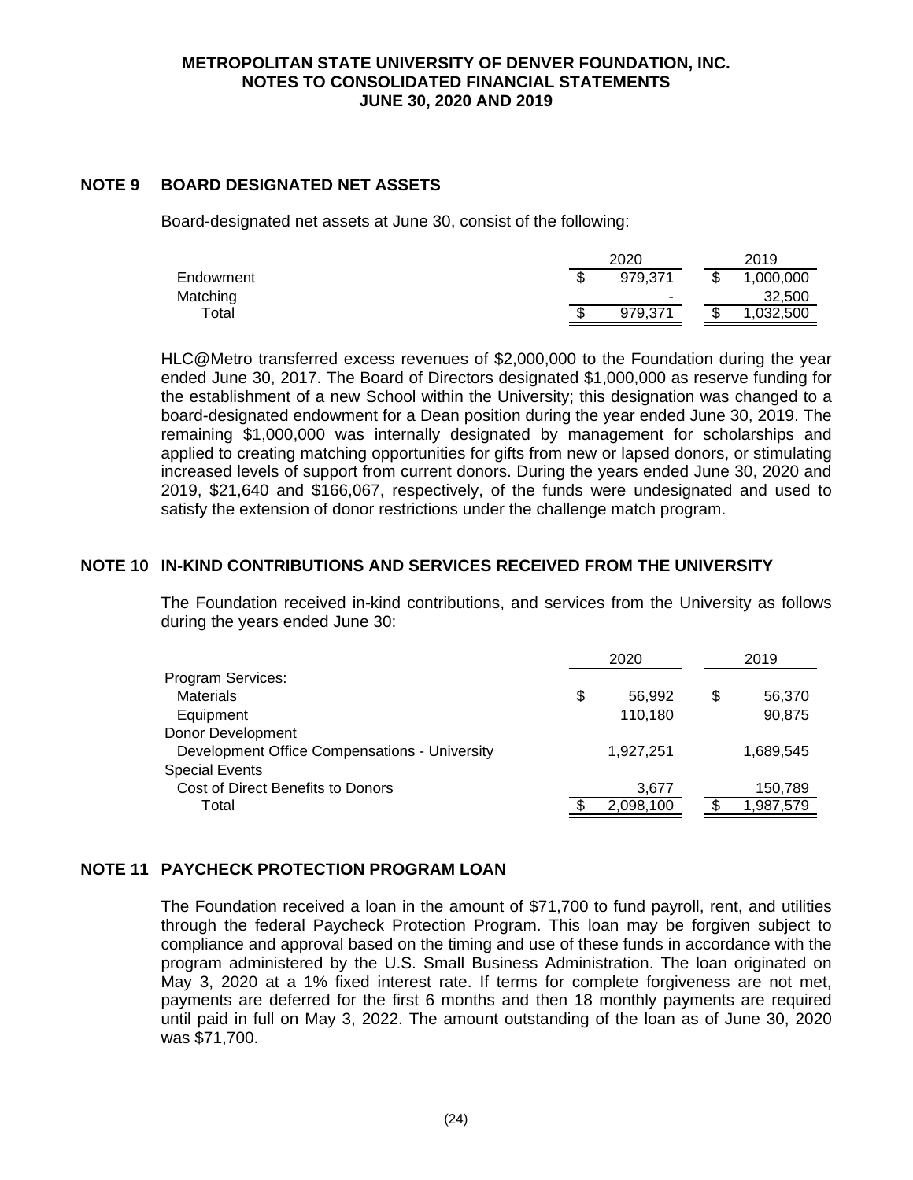**METROPOLITAN STATE UNIVERSITY OF DENVER FOUNDATION, INC.**
**NOTES TO CONSOLIDATED FINANCIAL STATEMENTS**
**JUNE 30, 2020 AND 2019**

## NOTE 9 BOARD DESIGNATED NET ASSETS

Board-designated net assets at June 30, consist of the following:

| | 2020 | 2019 |
|---|---|---|
| Endowment | $ 979,371 | $ 1,000,000 |
| Matching | - | 32,500 |
| Total | $ 979,371 | $ 1,032,500 |

HLC@Metro transferred excess revenues of $2,000,000 to the Foundation during the year ended June 30, 2017. The Board of Directors designated $1,000,000 as reserve funding for the establishment of a new School within the University; this designation was changed to a board-designated endowment for a Dean position during the year ended June 30, 2019. The remaining $1,000,000 was internally designated by management for scholarships and applied to creating matching opportunities for gifts from new or lapsed donors, or stimulating increased levels of support from current donors. During the years ended June 30, 2020 and 2019, $21,640 and $166,067, respectively, of the funds were undesignated and used to satisfy the extension of donor restrictions under the challenge match program.

## NOTE 10 IN-KIND CONTRIBUTIONS AND SERVICES RECEIVED FROM THE UNIVERSITY

The Foundation received in-kind contributions, and services from the University as follows during the years ended June 30:

| | 2020 | 2019 |
|---|---|---|
| Program Services: | | |
| Materials | $ 56,992 | $ 56,370 |
| Equipment | 110,180 | 90,875 |
| Donor Development | | |
| Development Office Compensations - University | 1,927,251 | 1,689,545 |
| Special Events | | |
| Cost of Direct Benefits to Donors | 3,677 | 150,789 |
| Total | $ 2,098,100 | $ 1,987,579 |

## NOTE 11 PAYCHECK PROTECTION PROGRAM LOAN

The Foundation received a loan in the amount of $71,700 to fund payroll, rent, and utilities through the federal Paycheck Protection Program. This loan may be forgiven subject to compliance and approval based on the timing and use of these funds in accordance with the program administered by the U.S. Small Business Administration. The loan originated on May 3, 2020 at a 1% fixed interest rate. If terms for complete forgiveness are not met, payments are deferred for the first 6 months and then 18 monthly payments are required until paid in full on May 3, 2022. The amount outstanding of the loan as of June 30, 2020 was $71,700.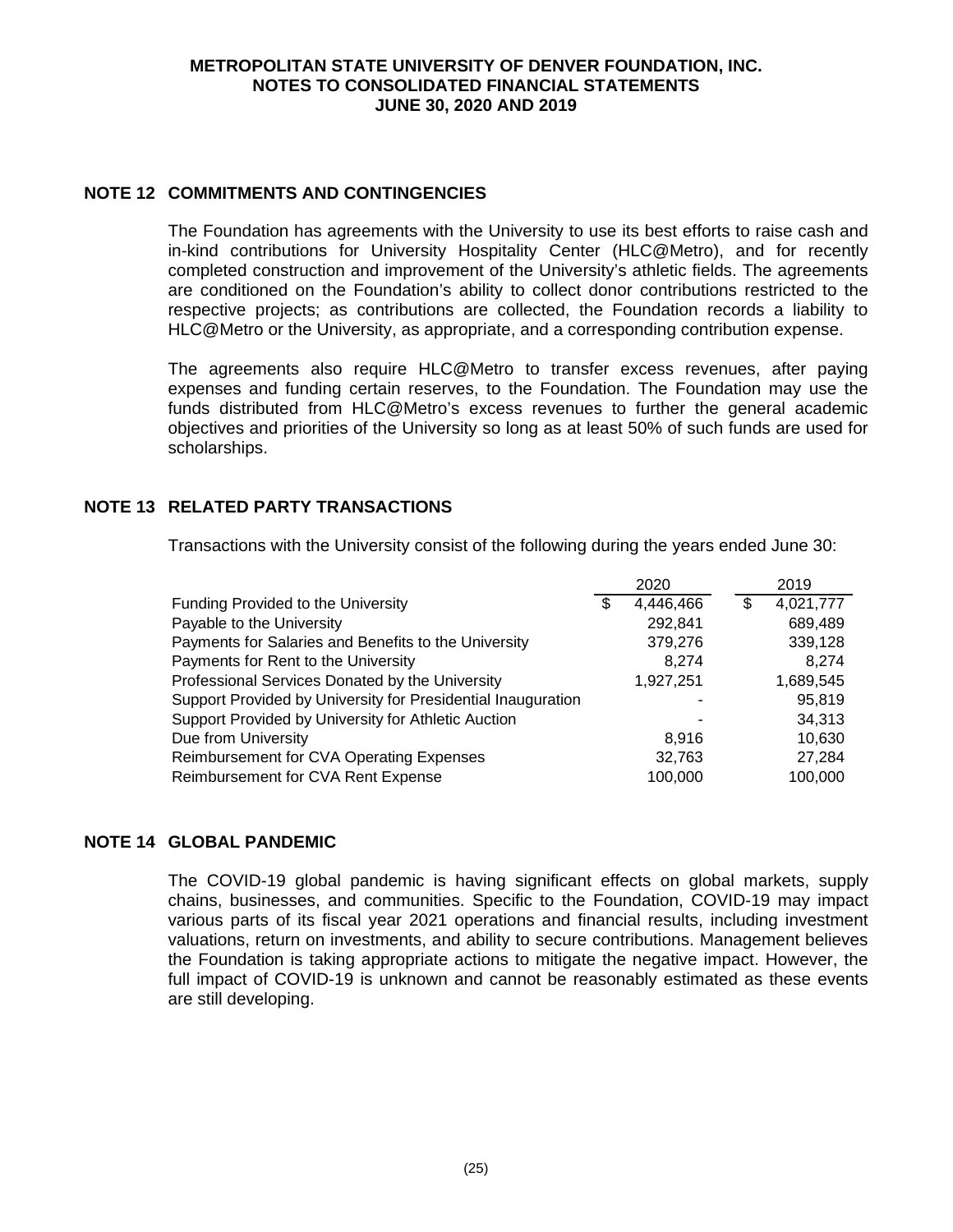# METROPOLITAN STATE UNIVERSITY OF DENVER FOUNDATION, INC.
# NOTES TO CONSOLIDATED FINANCIAL STATEMENTS
# JUNE 30, 2020 AND 2019

## NOTE 12 COMMITMENTS AND CONTINGENCIES

The Foundation has agreements with the University to use its best efforts to raise cash and in-kind contributions for University Hospitality Center (HLC@Metro), and for recently completed construction and improvement of the University's athletic fields. The agreements are conditioned on the Foundation's ability to collect donor contributions restricted to the respective projects; as contributions are collected, the Foundation records a liability to HLC@Metro or the University, as appropriate, and a corresponding contribution expense.

The agreements also require HLC@Metro to transfer excess revenues, after paying expenses and funding certain reserves, to the Foundation. The Foundation may use the funds distributed from HLC@Metro's excess revenues to further the general academic objectives and priorities of the University so long as at least 50% of such funds are used for scholarships.

## NOTE 13 RELATED PARTY TRANSACTIONS

Transactions with the University consist of the following during the years ended June 30:

| | 2020 | 2019 |
|---|---|---|
| Funding Provided to the University | $ 4,446,466 | $ 4,021,777 |
| Payable to the University | 292,841 | 689,489 |
| Payments for Salaries and Benefits to the University | 379,276 | 339,128 |
| Payments for Rent to the University | 8,274 | 8,274 |
| Professional Services Donated by the University | 1,927,251 | 1,689,545 |
| Support Provided by University for Presidential Inauguration | - | 95,819 |
| Support Provided by University for Athletic Auction | - | 34,313 |
| Due from University | 8,916 | 10,630 |
| Reimbursement for CVA Operating Expenses | 32,763 | 27,284 |
| Reimbursement for CVA Rent Expense | 100,000 | 100,000 |

## NOTE 14 GLOBAL PANDEMIC

The COVID-19 global pandemic is having significant effects on global markets, supply chains, businesses, and communities. Specific to the Foundation, COVID-19 may impact various parts of its fiscal year 2021 operations and financial results, including investment valuations, return on investments, and ability to secure contributions. Management believes the Foundation is taking appropriate actions to mitigate the negative impact. However, the full impact of COVID-19 is unknown and cannot be reasonably estimated as these events are still developing.